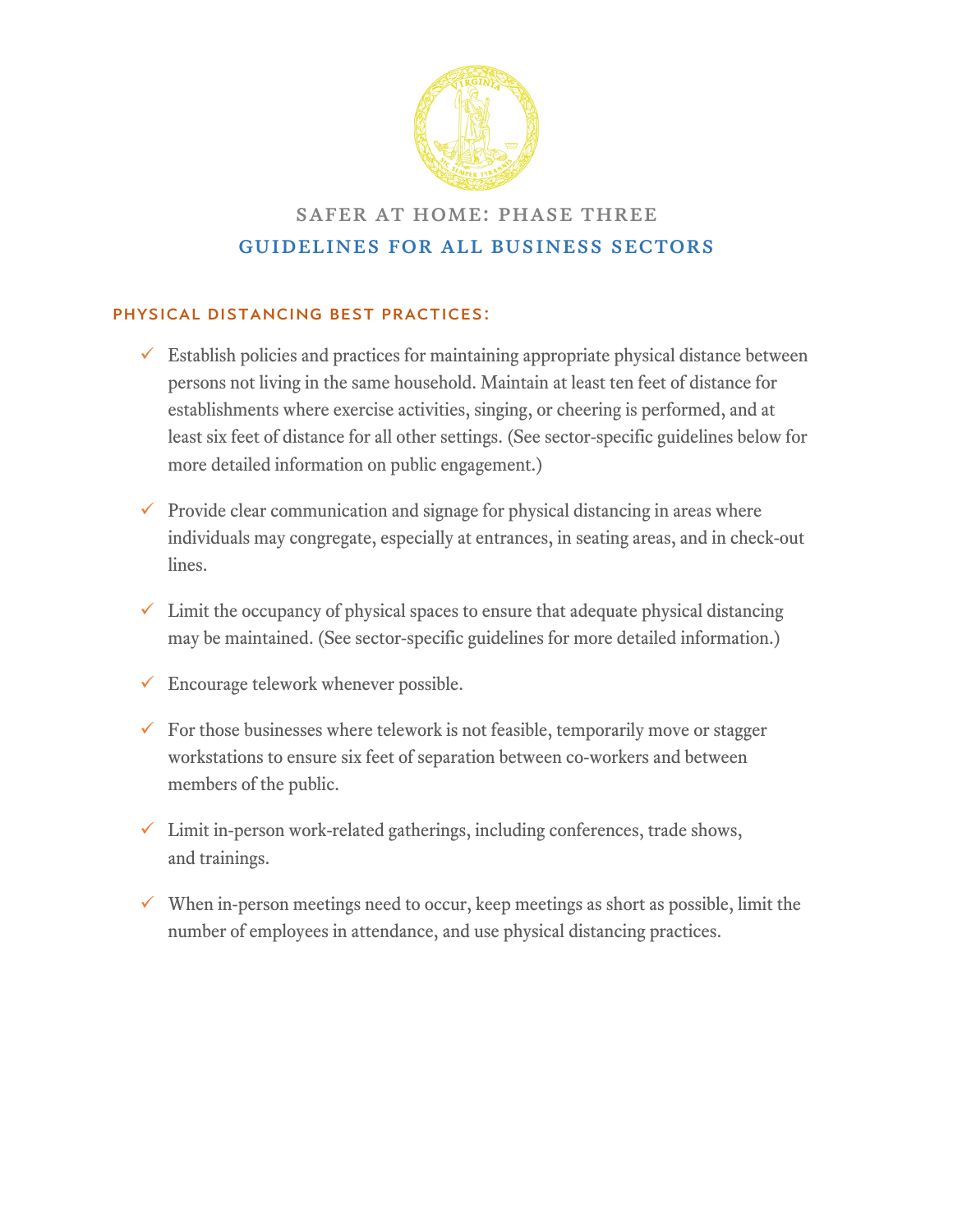# SAFER AT HOME: PHASE THREE

## GUIDELINES FOR ALL BUSINESS SECTORS

### PHYSICAL DISTANCING BEST PRACTICES:

- ✓ Establish policies and practices for maintaining appropriate physical distance between persons not living in the same household. Maintain at least ten feet of distance for establishments where exercise activities, singing, or cheering is performed, and at least six feet of distance for all other settings. (See sector-specific guidelines below for more detailed information on public engagement.)
- ✓ Provide clear communication and signage for physical distancing in areas where individuals may congregate, especially at entrances, in seating areas, and in check-out lines.
- ✓ Limit the occupancy of physical spaces to ensure that adequate physical distancing may be maintained. (See sector-specific guidelines for more detailed information.)
- ✓ Encourage telework whenever possible.
- ✓ For those businesses where telework is not feasible, temporarily move or stagger workstations to ensure six feet of separation between co-workers and between members of the public.
- ✓ Limit in-person work-related gatherings, including conferences, trade shows, and trainings.
- ✓ When in-person meetings need to occur, keep meetings as short as possible, limit the number of employees in attendance, and use physical distancing practices.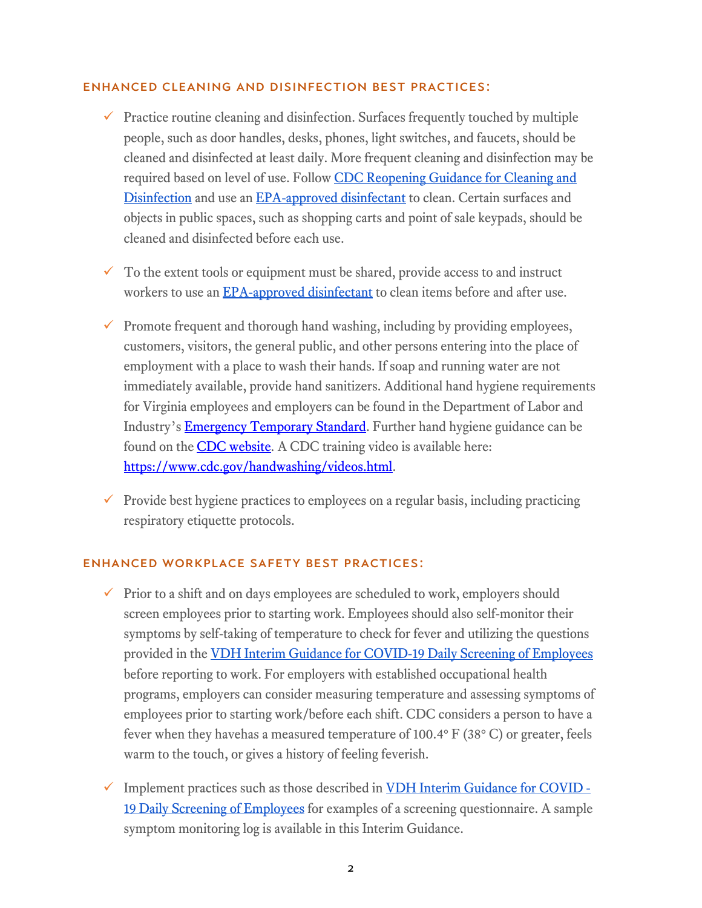## ENHANCED CLEANING AND DISINFECTION BEST PRACTICES:

- ✓ Practice routine cleaning and disinfection. Surfaces frequently touched by multiple people, such as door handles, desks, phones, light switches, and faucets, should be cleaned and disinfected at least daily. More frequent cleaning and disinfection may be required based on level of use. Follow [CDC Reopening Guidance for Cleaning and Disinfection]() and use an [EPA-approved disinfectant]() to clean. Certain surfaces and objects in public spaces, such as shopping carts and point of sale keypads, should be cleaned and disinfected before each use.

- ✓ To the extent tools or equipment must be shared, provide access to and instruct workers to use an [EPA-approved disinfectant]() to clean items before and after use.

- ✓ Promote frequent and thorough hand washing, including by providing employees, customers, visitors, the general public, and other persons entering into the place of employment with a place to wash their hands. If soap and running water are not immediately available, provide hand sanitizers. Additional hand hygiene requirements for Virginia employees and employers can be found in the Department of Labor and Industry's [Emergency Temporary Standard](). Further hand hygiene guidance can be found on the [CDC website](). A CDC training video is available here: https://www.cdc.gov/handwashing/videos.html.

- ✓ Provide best hygiene practices to employees on a regular basis, including practicing respiratory etiquette protocols.

## ENHANCED WORKPLACE SAFETY BEST PRACTICES:

- ✓ Prior to a shift and on days employees are scheduled to work, employers should screen employees prior to starting work. Employees should also self-monitor their symptoms by self-taking of temperature to check for fever and utilizing the questions provided in the [VDH Interim Guidance for COVID-19 Daily Screening of Employees]() before reporting to work. For employers with established occupational health programs, employers can consider measuring temperature and assessing symptoms of employees prior to starting work/before each shift. CDC considers a person to have a fever when they havehas a measured temperature of 100.4° F (38° C) or greater, feels warm to the touch, or gives a history of feeling feverish.

- ✓ Implement practices such as those described in [VDH Interim Guidance for COVID-19 Daily Screening of Employees]() for examples of a screening questionnaire. A sample symptom monitoring log is available in this Interim Guidance.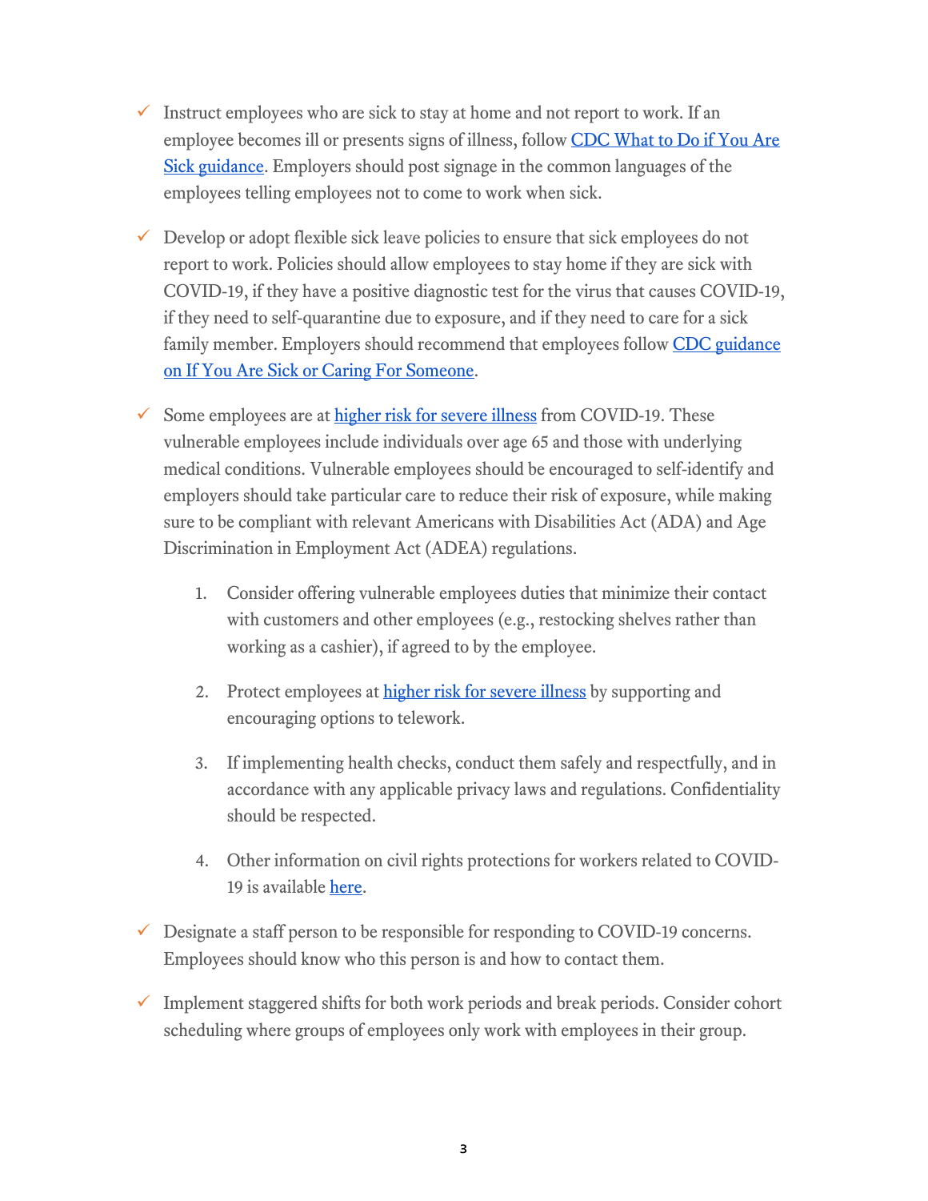- ✓ Instruct employees who are sick to stay at home and not report to work. If an employee becomes ill or presents signs of illness, follow [CDC What to Do if You Are Sick guidance](). Employers should post signage in the common languages of the employees telling employees not to come to work when sick.

- ✓ Develop or adopt flexible sick leave policies to ensure that sick employees do not report to work. Policies should allow employees to stay home if they are sick with COVID-19, if they have a positive diagnostic test for the virus that causes COVID-19, if they need to self-quarantine due to exposure, and if they need to care for a sick family member. Employers should recommend that employees follow [CDC guidance on If You Are Sick or Caring For Someone]().

- ✓ Some employees are at [higher risk for severe illness]() from COVID-19. These vulnerable employees include individuals over age 65 and those with underlying medical conditions. Vulnerable employees should be encouraged to self-identify and employers should take particular care to reduce their risk of exposure, while making sure to be compliant with relevant Americans with Disabilities Act (ADA) and Age Discrimination in Employment Act (ADEA) regulations.

    1. Consider offering vulnerable employees duties that minimize their contact with customers and other employees (e.g., restocking shelves rather than working as a cashier), if agreed to by the employee.

    2. Protect employees at [higher risk for severe illness]() by supporting and encouraging options to telework.

    3. If implementing health checks, conduct them safely and respectfully, and in accordance with any applicable privacy laws and regulations. Confidentiality should be respected.

    4. Other information on civil rights protections for workers related to COVID-19 is available [here]().

- ✓ Designate a staff person to be responsible for responding to COVID-19 concerns. Employees should know who this person is and how to contact them.

- ✓ Implement staggered shifts for both work periods and break periods. Consider cohort scheduling where groups of employees only work with employees in their group.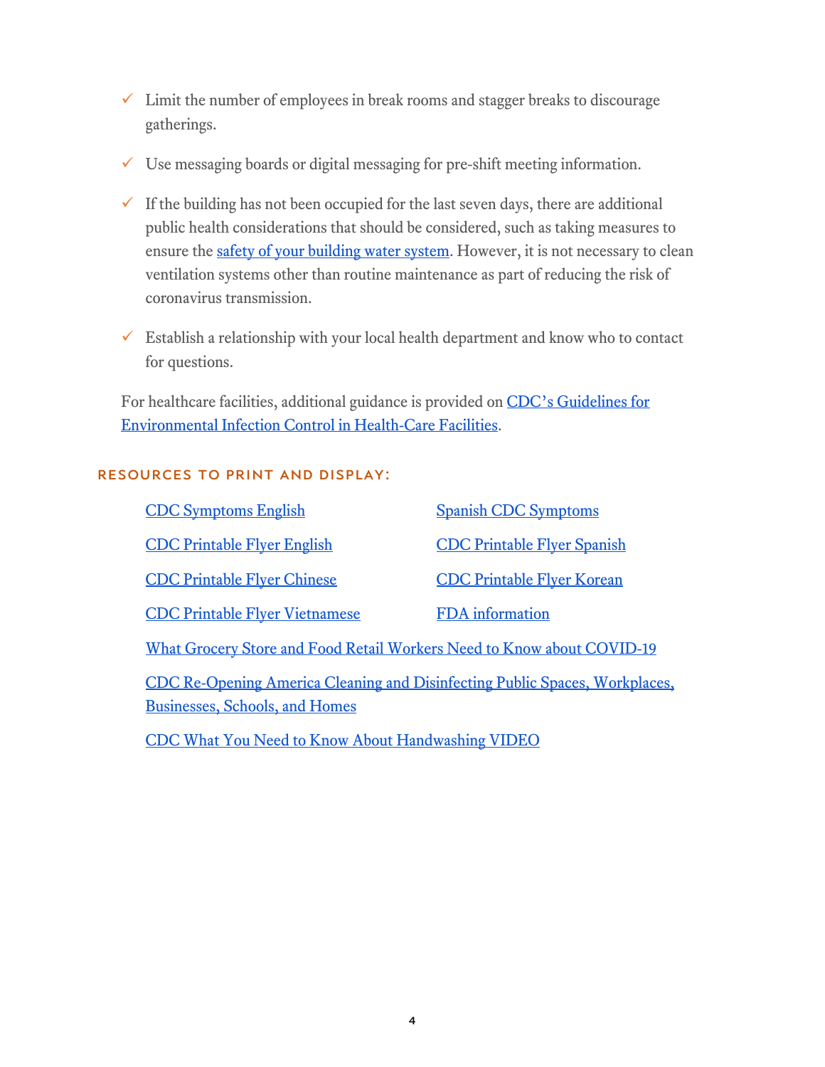- ✓ Limit the number of employees in break rooms and stagger breaks to discourage gatherings.
- ✓ Use messaging boards or digital messaging for pre-shift meeting information.
- ✓ If the building has not been occupied for the last seven days, there are additional public health considerations that should be considered, such as taking measures to ensure the safety of your building water system. However, it is not necessary to clean ventilation systems other than routine maintenance as part of reducing the risk of coronavirus transmission.
- ✓ Establish a relationship with your local health department and know who to contact for questions.

For healthcare facilities, additional guidance is provided on CDC's Guidelines for Environmental Infection Control in Health-Care Facilities.

## RESOURCES TO PRINT AND DISPLAY:

- CDC Symptoms English
- Spanish CDC Symptoms
- CDC Printable Flyer English
- CDC Printable Flyer Spanish
- CDC Printable Flyer Chinese
- CDC Printable Flyer Korean
- CDC Printable Flyer Vietnamese
- FDA information
- What Grocery Store and Food Retail Workers Need to Know about COVID-19
- CDC Re-Opening America Cleaning and Disinfecting Public Spaces, Workplaces, Businesses, Schools, and Homes
- CDC What You Need to Know About Handwashing VIDEO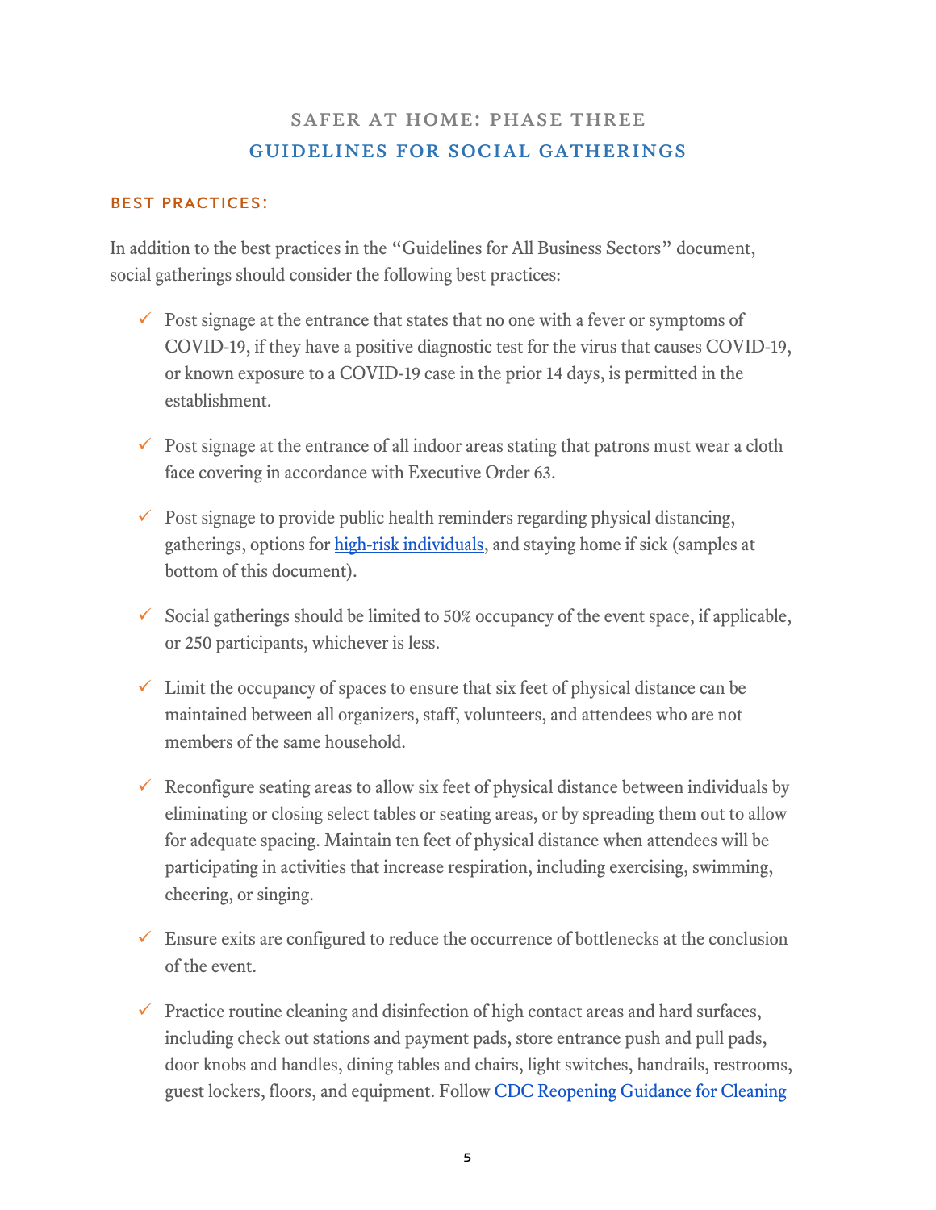# SAFER AT HOME: PHASE THREE

## GUIDELINES FOR SOCIAL GATHERINGS

### BEST PRACTICES:

In addition to the best practices in the "Guidelines for All Business Sectors" document, social gatherings should consider the following best practices:

- ✓ Post signage at the entrance that states that no one with a fever or symptoms of COVID-19, if they have a positive diagnostic test for the virus that causes COVID-19, or known exposure to a COVID-19 case in the prior 14 days, is permitted in the establishment.

- ✓ Post signage at the entrance of all indoor areas stating that patrons must wear a cloth face covering in accordance with Executive Order 63.

- ✓ Post signage to provide public health reminders regarding physical distancing, gatherings, options for [high-risk individuals](), and staying home if sick (samples at bottom of this document).

- ✓ Social gatherings should be limited to 50% occupancy of the event space, if applicable, or 250 participants, whichever is less.

- ✓ Limit the occupancy of spaces to ensure that six feet of physical distance can be maintained between all organizers, staff, volunteers, and attendees who are not members of the same household.

- ✓ Reconfigure seating areas to allow six feet of physical distance between individuals by eliminating or closing select tables or seating areas, or by spreading them out to allow for adequate spacing. Maintain ten feet of physical distance when attendees will be participating in activities that increase respiration, including exercising, swimming, cheering, or singing.

- ✓ Ensure exits are configured to reduce the occurrence of bottlenecks at the conclusion of the event.

- ✓ Practice routine cleaning and disinfection of high contact areas and hard surfaces, including check out stations and payment pads, store entrance push and pull pads, door knobs and handles, dining tables and chairs, light switches, handrails, restrooms, guest lockers, floors, and equipment. Follow [CDC Reopening Guidance for Cleaning]()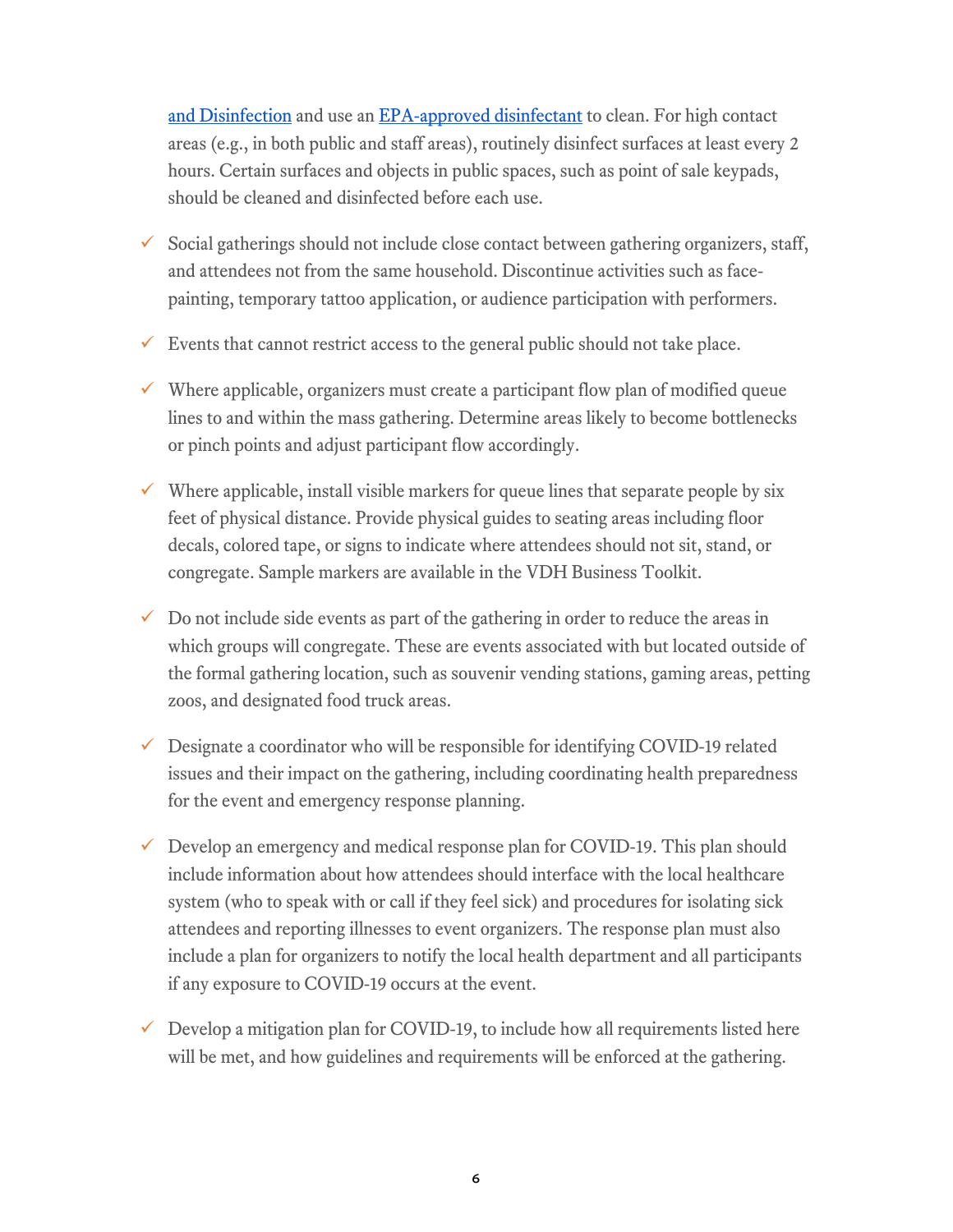and Disinfection and use an EPA-approved disinfectant to clean. For high contact areas (e.g., in both public and staff areas), routinely disinfect surfaces at least every 2 hours. Certain surfaces and objects in public spaces, such as point of sale keypads, should be cleaned and disinfected before each use.

- ✓ Social gatherings should not include close contact between gathering organizers, staff, and attendees not from the same household. Discontinue activities such as face-painting, temporary tattoo application, or audience participation with performers.
- ✓ Events that cannot restrict access to the general public should not take place.
- ✓ Where applicable, organizers must create a participant flow plan of modified queue lines to and within the mass gathering. Determine areas likely to become bottlenecks or pinch points and adjust participant flow accordingly.
- ✓ Where applicable, install visible markers for queue lines that separate people by six feet of physical distance. Provide physical guides to seating areas including floor decals, colored tape, or signs to indicate where attendees should not sit, stand, or congregate. Sample markers are available in the VDH Business Toolkit.
- ✓ Do not include side events as part of the gathering in order to reduce the areas in which groups will congregate. These are events associated with but located outside of the formal gathering location, such as souvenir vending stations, gaming areas, petting zoos, and designated food truck areas.
- ✓ Designate a coordinator who will be responsible for identifying COVID-19 related issues and their impact on the gathering, including coordinating health preparedness for the event and emergency response planning.
- ✓ Develop an emergency and medical response plan for COVID-19. This plan should include information about how attendees should interface with the local healthcare system (who to speak with or call if they feel sick) and procedures for isolating sick attendees and reporting illnesses to event organizers. The response plan must also include a plan for organizers to notify the local health department and all participants if any exposure to COVID-19 occurs at the event.
- ✓ Develop a mitigation plan for COVID-19, to include how all requirements listed here will be met, and how guidelines and requirements will be enforced at the gathering.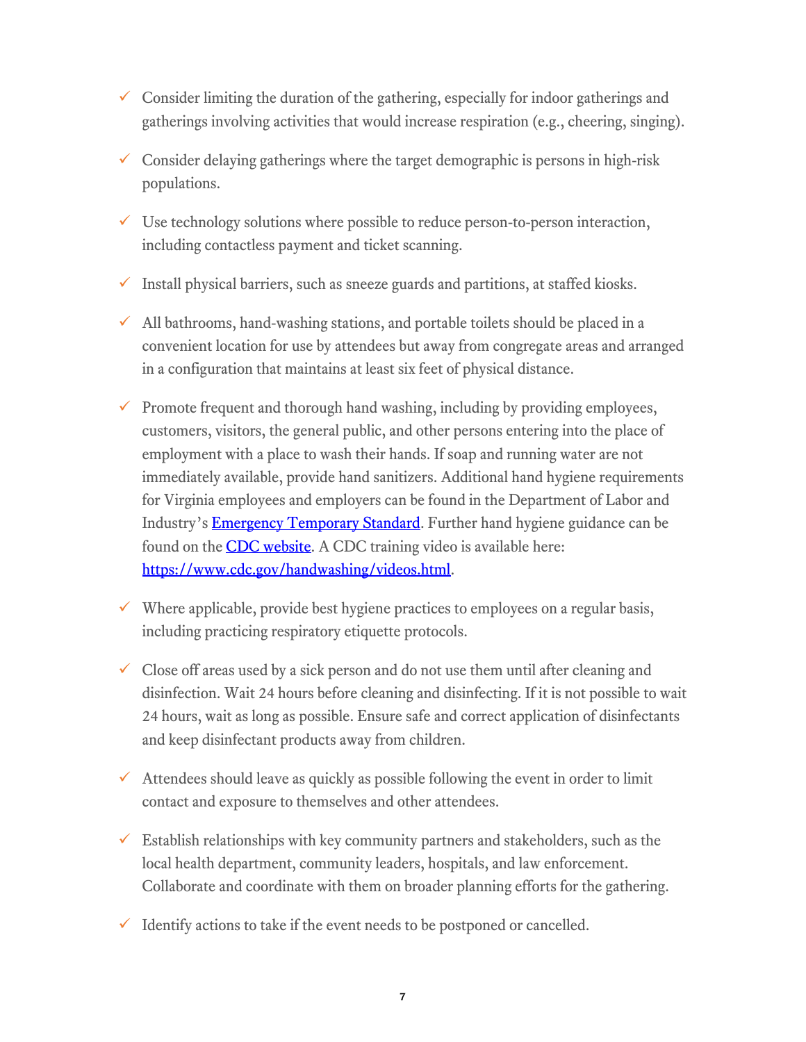- ✓ Consider limiting the duration of the gathering, especially for indoor gatherings and gatherings involving activities that would increase respiration (e.g., cheering, singing).
- ✓ Consider delaying gatherings where the target demographic is persons in high-risk populations.
- ✓ Use technology solutions where possible to reduce person-to-person interaction, including contactless payment and ticket scanning.
- ✓ Install physical barriers, such as sneeze guards and partitions, at staffed kiosks.
- ✓ All bathrooms, hand-washing stations, and portable toilets should be placed in a convenient location for use by attendees but away from congregate areas and arranged in a configuration that maintains at least six feet of physical distance.
- ✓ Promote frequent and thorough hand washing, including by providing employees, customers, visitors, the general public, and other persons entering into the place of employment with a place to wash their hands. If soap and running water are not immediately available, provide hand sanitizers. Additional hand hygiene requirements for Virginia employees and employers can be found in the Department of Labor and Industry's [Emergency Temporary Standard](). Further hand hygiene guidance can be found on the [CDC website](). A CDC training video is available here: [https://www.cdc.gov/handwashing/videos.html](https://www.cdc.gov/handwashing/videos.html).
- ✓ Where applicable, provide best hygiene practices to employees on a regular basis, including practicing respiratory etiquette protocols.
- ✓ Close off areas used by a sick person and do not use them until after cleaning and disinfection. Wait 24 hours before cleaning and disinfecting. If it is not possible to wait 24 hours, wait as long as possible. Ensure safe and correct application of disinfectants and keep disinfectant products away from children.
- ✓ Attendees should leave as quickly as possible following the event in order to limit contact and exposure to themselves and other attendees.
- ✓ Establish relationships with key community partners and stakeholders, such as the local health department, community leaders, hospitals, and law enforcement. Collaborate and coordinate with them on broader planning efforts for the gathering.
- ✓ Identify actions to take if the event needs to be postponed or cancelled.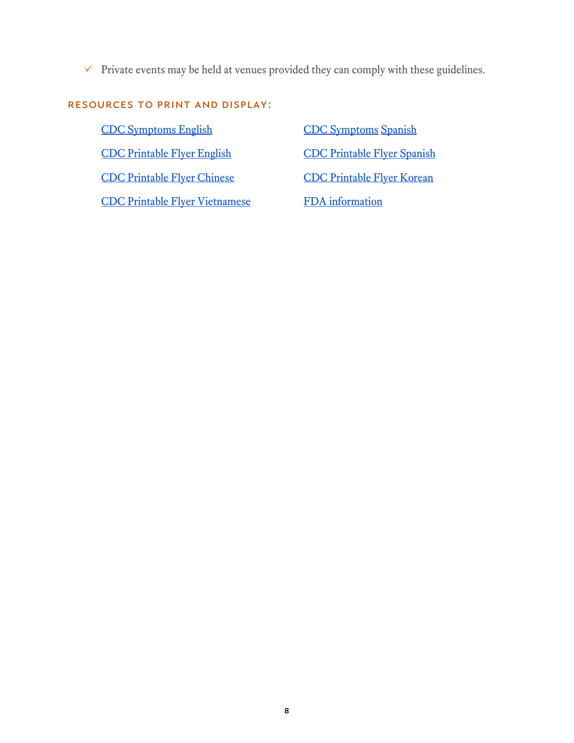- ✓ Private events may be held at venues provided they can comply with these guidelines.

### RESOURCES TO PRINT AND DISPLAY:

- CDC Symptoms English
- CDC Symptoms Spanish
- CDC Printable Flyer English
- CDC Printable Flyer Spanish
- CDC Printable Flyer Chinese
- CDC Printable Flyer Korean
- CDC Printable Flyer Vietnamese
- FDA information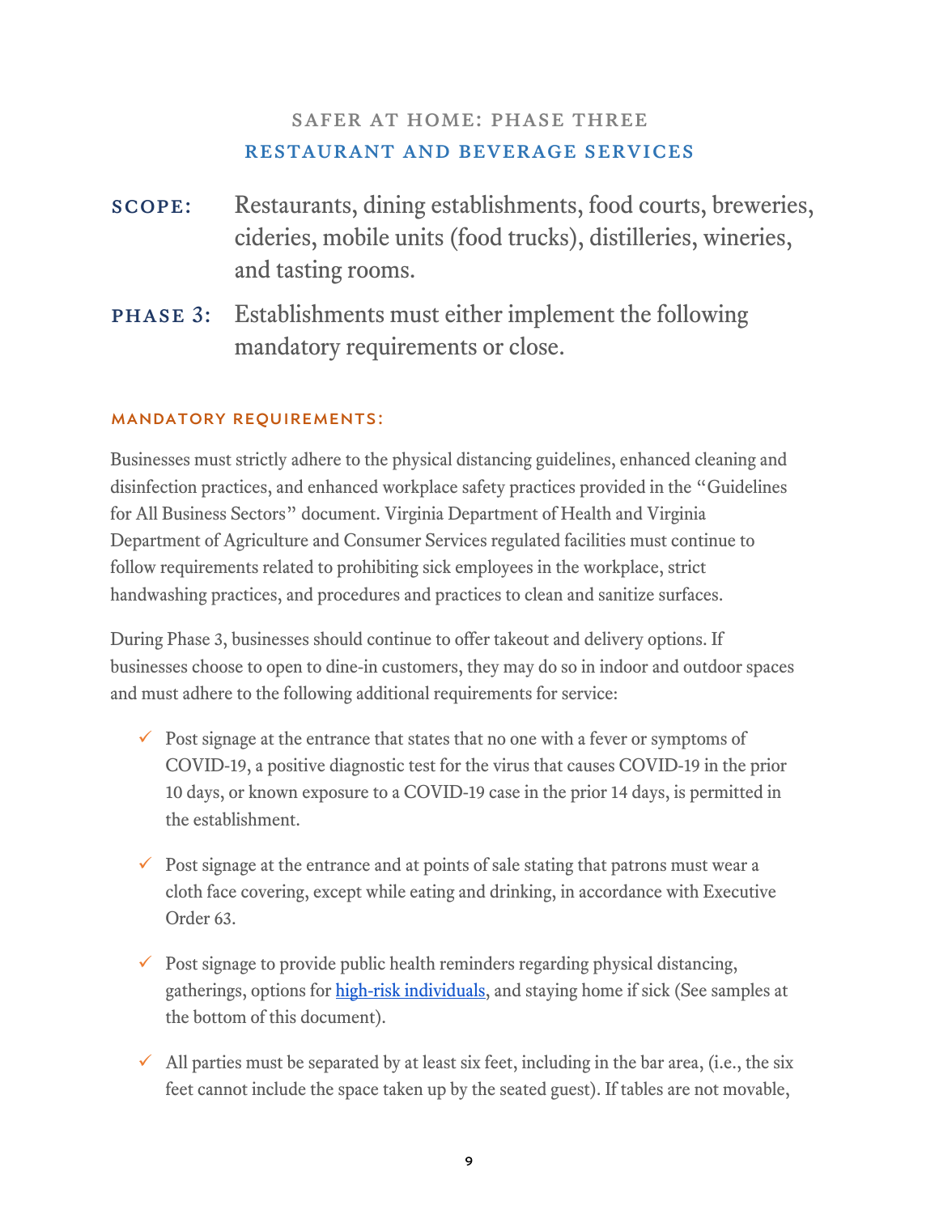## SAFER AT HOME: PHASE THREE
## RESTAURANT AND BEVERAGE SERVICES

**SCOPE:** Restaurants, dining establishments, food courts, breweries, cideries, mobile units (food trucks), distilleries, wineries, and tasting rooms.

**PHASE 3:** Establishments must either implement the following mandatory requirements or close.

### MANDATORY REQUIREMENTS:

Businesses must strictly adhere to the physical distancing guidelines, enhanced cleaning and disinfection practices, and enhanced workplace safety practices provided in the "Guidelines for All Business Sectors" document. Virginia Department of Health and Virginia Department of Agriculture and Consumer Services regulated facilities must continue to follow requirements related to prohibiting sick employees in the workplace, strict handwashing practices, and procedures and practices to clean and sanitize surfaces.

During Phase 3, businesses should continue to offer takeout and delivery options. If businesses choose to open to dine-in customers, they may do so in indoor and outdoor spaces and must adhere to the following additional requirements for service:

- ✓ Post signage at the entrance that states that no one with a fever or symptoms of COVID-19, a positive diagnostic test for the virus that causes COVID-19 in the prior 10 days, or known exposure to a COVID-19 case in the prior 14 days, is permitted in the establishment.
- ✓ Post signage at the entrance and at points of sale stating that patrons must wear a cloth face covering, except while eating and drinking, in accordance with Executive Order 63.
- ✓ Post signage to provide public health reminders regarding physical distancing, gatherings, options for high-risk individuals, and staying home if sick (See samples at the bottom of this document).
- ✓ All parties must be separated by at least six feet, including in the bar area, (i.e., the six feet cannot include the space taken up by the seated guest). If tables are not movable,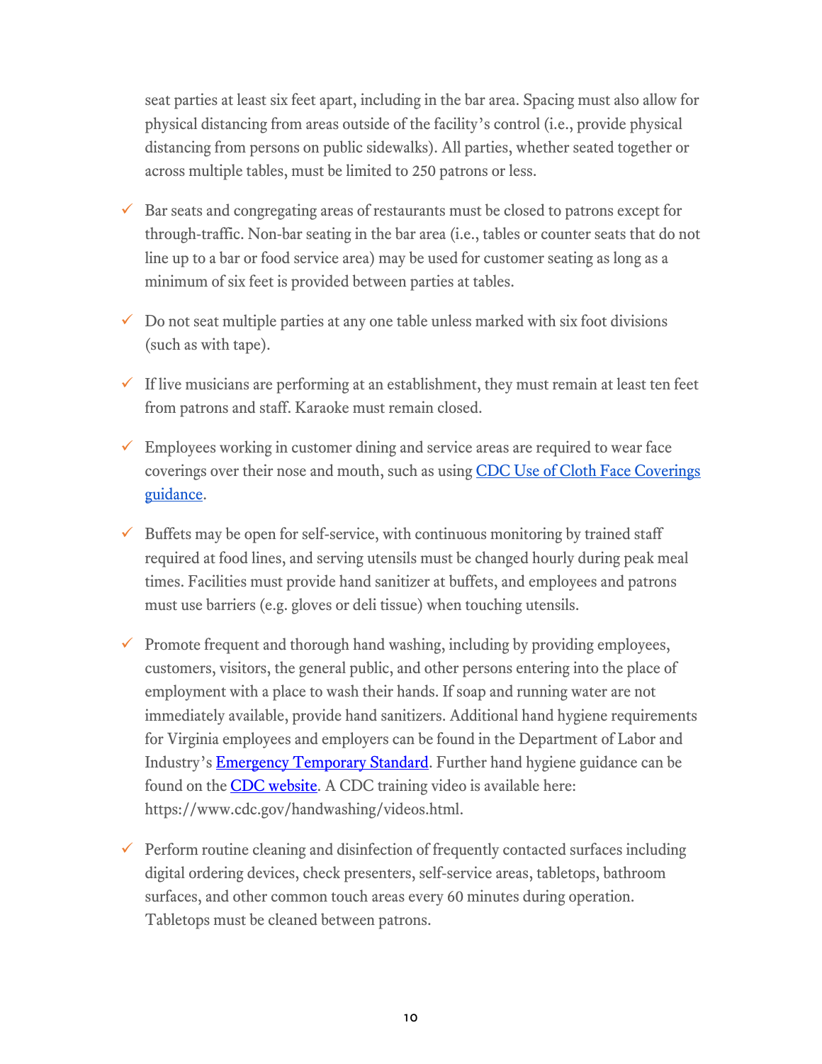seat parties at least six feet apart, including in the bar area. Spacing must also allow for physical distancing from areas outside of the facility's control (i.e., provide physical distancing from persons on public sidewalks). All parties, whether seated together or across multiple tables, must be limited to 250 patrons or less.

- ✓ Bar seats and congregating areas of restaurants must be closed to patrons except for through-traffic. Non-bar seating in the bar area (i.e., tables or counter seats that do not line up to a bar or food service area) may be used for customer seating as long as a minimum of six feet is provided between parties at tables.

- ✓ Do not seat multiple parties at any one table unless marked with six foot divisions (such as with tape).

- ✓ If live musicians are performing at an establishment, they must remain at least ten feet from patrons and staff. Karaoke must remain closed.

- ✓ Employees working in customer dining and service areas are required to wear face coverings over their nose and mouth, such as using CDC Use of Cloth Face Coverings guidance.

- ✓ Buffets may be open for self-service, with continuous monitoring by trained staff required at food lines, and serving utensils must be changed hourly during peak meal times. Facilities must provide hand sanitizer at buffets, and employees and patrons must use barriers (e.g. gloves or deli tissue) when touching utensils.

- ✓ Promote frequent and thorough hand washing, including by providing employees, customers, visitors, the general public, and other persons entering into the place of employment with a place to wash their hands. If soap and running water are not immediately available, provide hand sanitizers. Additional hand hygiene requirements for Virginia employees and employers can be found in the Department of Labor and Industry's Emergency Temporary Standard. Further hand hygiene guidance can be found on the CDC website. A CDC training video is available here: https://www.cdc.gov/handwashing/videos.html.

- ✓ Perform routine cleaning and disinfection of frequently contacted surfaces including digital ordering devices, check presenters, self-service areas, tabletops, bathroom surfaces, and other common touch areas every 60 minutes during operation. Tabletops must be cleaned between patrons.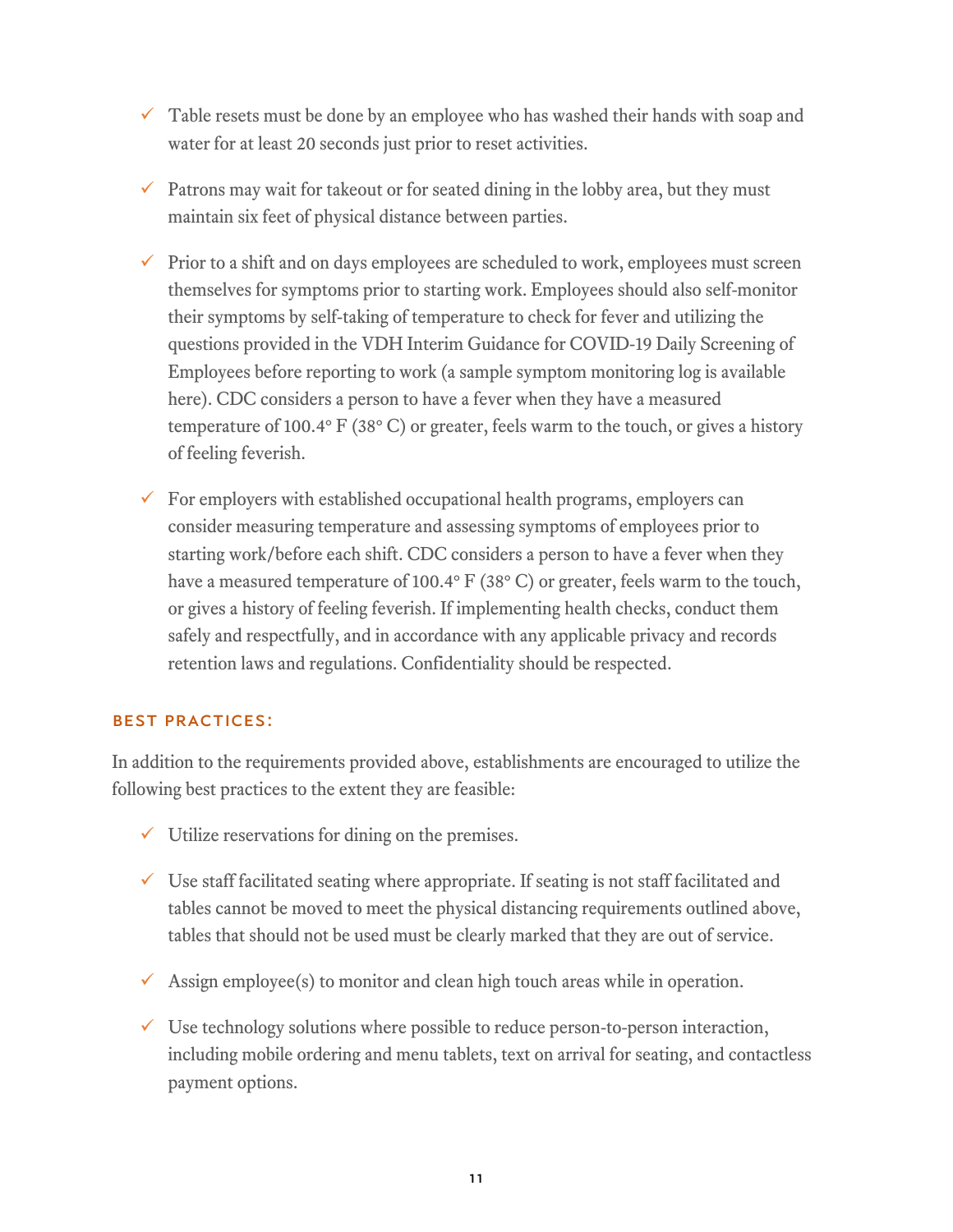- ✓ Table resets must be done by an employee who has washed their hands with soap and water for at least 20 seconds just prior to reset activities.

- ✓ Patrons may wait for takeout or for seated dining in the lobby area, but they must maintain six feet of physical distance between parties.

- ✓ Prior to a shift and on days employees are scheduled to work, employees must screen themselves for symptoms prior to starting work. Employees should also self-monitor their symptoms by self-taking of temperature to check for fever and utilizing the questions provided in the VDH Interim Guidance for COVID-19 Daily Screening of Employees before reporting to work (a sample symptom monitoring log is available here). CDC considers a person to have a fever when they have a measured temperature of 100.4° F (38° C) or greater, feels warm to the touch, or gives a history of feeling feverish.

- ✓ For employers with established occupational health programs, employers can consider measuring temperature and assessing symptoms of employees prior to starting work/before each shift. CDC considers a person to have a fever when they have a measured temperature of 100.4° F (38° C) or greater, feels warm to the touch, or gives a history of feeling feverish. If implementing health checks, conduct them safely and respectfully, and in accordance with any applicable privacy and records retention laws and regulations. Confidentiality should be respected.

### BEST PRACTICES:

In addition to the requirements provided above, establishments are encouraged to utilize the following best practices to the extent they are feasible:

- ✓ Utilize reservations for dining on the premises.

- ✓ Use staff facilitated seating where appropriate. If seating is not staff facilitated and tables cannot be moved to meet the physical distancing requirements outlined above, tables that should not be used must be clearly marked that they are out of service.

- ✓ Assign employee(s) to monitor and clean high touch areas while in operation.

- ✓ Use technology solutions where possible to reduce person-to-person interaction, including mobile ordering and menu tablets, text on arrival for seating, and contactless payment options.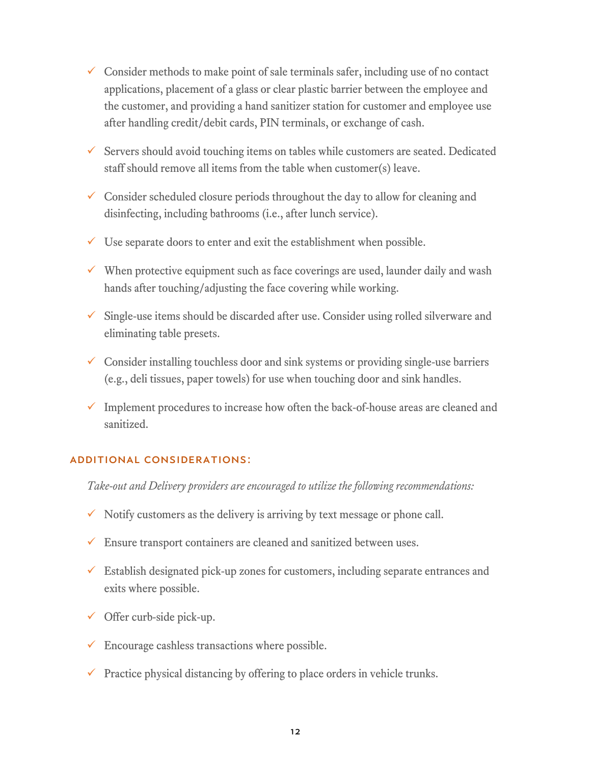- ✓ Consider methods to make point of sale terminals safer, including use of no contact applications, placement of a glass or clear plastic barrier between the employee and the customer, and providing a hand sanitizer station for customer and employee use after handling credit/debit cards, PIN terminals, or exchange of cash.
- ✓ Servers should avoid touching items on tables while customers are seated. Dedicated staff should remove all items from the table when customer(s) leave.
- ✓ Consider scheduled closure periods throughout the day to allow for cleaning and disinfecting, including bathrooms (i.e., after lunch service).
- ✓ Use separate doors to enter and exit the establishment when possible.
- ✓ When protective equipment such as face coverings are used, launder daily and wash hands after touching/adjusting the face covering while working.
- ✓ Single-use items should be discarded after use. Consider using rolled silverware and eliminating table presets.
- ✓ Consider installing touchless door and sink systems or providing single-use barriers (e.g., deli tissues, paper towels) for use when touching door and sink handles.
- ✓ Implement procedures to increase how often the back-of-house areas are cleaned and sanitized.

### ADDITIONAL CONSIDERATIONS:

*Take-out and Delivery providers are encouraged to utilize the following recommendations:*

- ✓ Notify customers as the delivery is arriving by text message or phone call.
- ✓ Ensure transport containers are cleaned and sanitized between uses.
- ✓ Establish designated pick-up zones for customers, including separate entrances and exits where possible.
- ✓ Offer curb-side pick-up.
- ✓ Encourage cashless transactions where possible.
- ✓ Practice physical distancing by offering to place orders in vehicle trunks.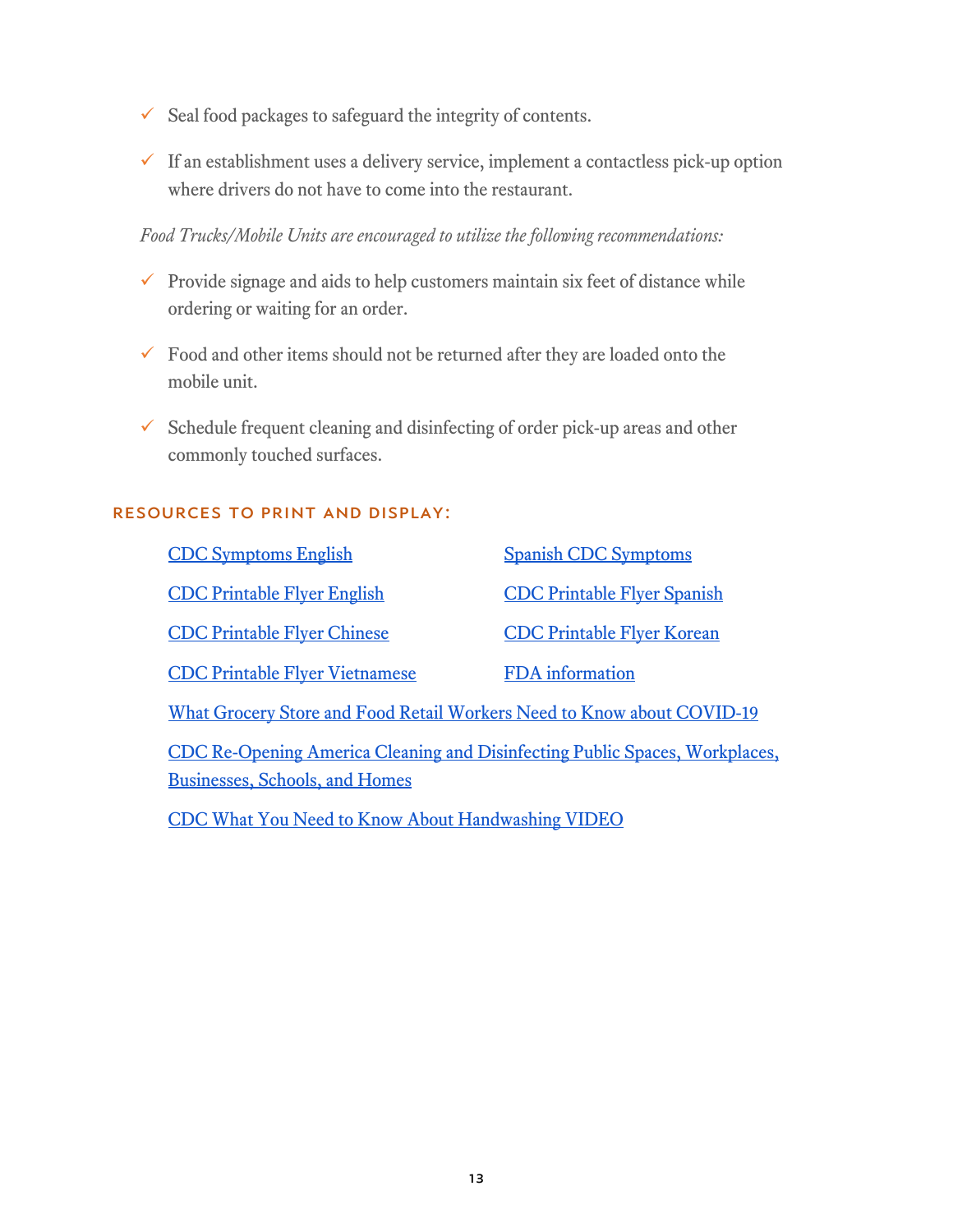- ✓ Seal food packages to safeguard the integrity of contents.
- ✓ If an establishment uses a delivery service, implement a contactless pick-up option where drivers do not have to come into the restaurant.

*Food Trucks/Mobile Units are encouraged to utilize the following recommendations:*

- ✓ Provide signage and aids to help customers maintain six feet of distance while ordering or waiting for an order.
- ✓ Food and other items should not be returned after they are loaded onto the mobile unit.
- ✓ Schedule frequent cleaning and disinfecting of order pick-up areas and other commonly touched surfaces.

## RESOURCES TO PRINT AND DISPLAY:

- CDC Symptoms English
- Spanish CDC Symptoms
- CDC Printable Flyer English
- CDC Printable Flyer Spanish
- CDC Printable Flyer Chinese
- CDC Printable Flyer Korean
- CDC Printable Flyer Vietnamese
- FDA information
- What Grocery Store and Food Retail Workers Need to Know about COVID-19
- CDC Re-Opening America Cleaning and Disinfecting Public Spaces, Workplaces, Businesses, Schools, and Homes
- CDC What You Need to Know About Handwashing VIDEO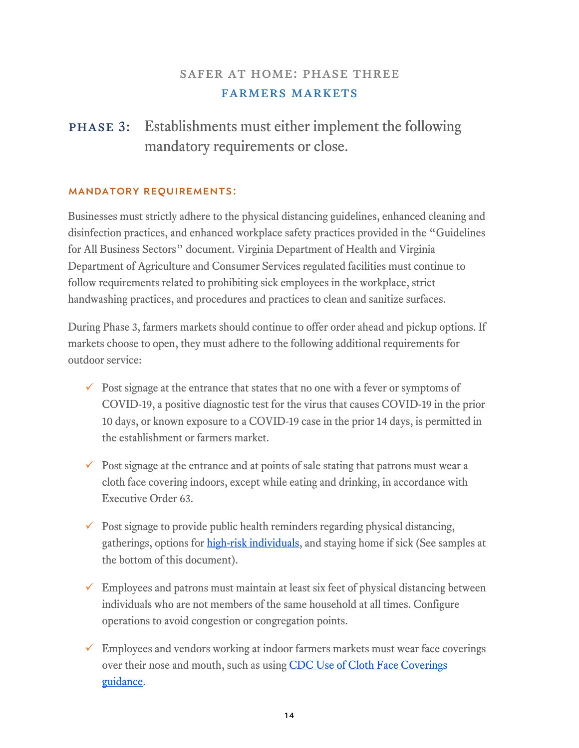## SAFER AT HOME: PHASE THREE

## FARMERS MARKETS

**PHASE 3:** Establishments must either implement the following mandatory requirements or close.

### MANDATORY REQUIREMENTS:

Businesses must strictly adhere to the physical distancing guidelines, enhanced cleaning and disinfection practices, and enhanced workplace safety practices provided in the "Guidelines for All Business Sectors" document. Virginia Department of Health and Virginia Department of Agriculture and Consumer Services regulated facilities must continue to follow requirements related to prohibiting sick employees in the workplace, strict handwashing practices, and procedures and practices to clean and sanitize surfaces.

During Phase 3, farmers markets should continue to offer order ahead and pickup options. If markets choose to open, they must adhere to the following additional requirements for outdoor service:

- ✓ Post signage at the entrance that states that no one with a fever or symptoms of COVID-19, a positive diagnostic test for the virus that causes COVID-19 in the prior 10 days, or known exposure to a COVID-19 case in the prior 14 days, is permitted in the establishment or farmers market.
- ✓ Post signage at the entrance and at points of sale stating that patrons must wear a cloth face covering indoors, except while eating and drinking, in accordance with Executive Order 63.
- ✓ Post signage to provide public health reminders regarding physical distancing, gatherings, options for high-risk individuals, and staying home if sick (See samples at the bottom of this document).
- ✓ Employees and patrons must maintain at least six feet of physical distancing between individuals who are not members of the same household at all times. Configure operations to avoid congestion or congregation points.
- ✓ Employees and vendors working at indoor farmers markets must wear face coverings over their nose and mouth, such as using CDC Use of Cloth Face Coverings guidance.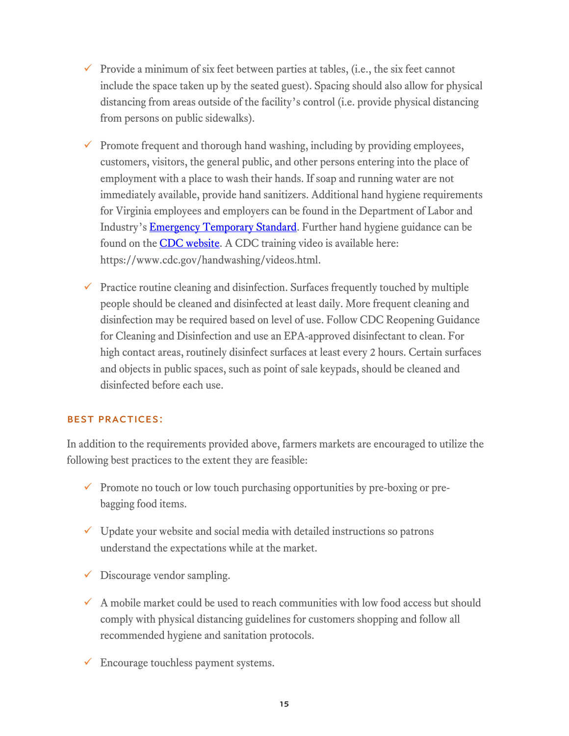- ✓ Provide a minimum of six feet between parties at tables, (i.e., the six feet cannot include the space taken up by the seated guest). Spacing should also allow for physical distancing from areas outside of the facility's control (i.e. provide physical distancing from persons on public sidewalks).

- ✓ Promote frequent and thorough hand washing, including by providing employees, customers, visitors, the general public, and other persons entering into the place of employment with a place to wash their hands. If soap and running water are not immediately available, provide hand sanitizers. Additional hand hygiene requirements for Virginia employees and employers can be found in the Department of Labor and Industry's Emergency Temporary Standard. Further hand hygiene guidance can be found on the CDC website. A CDC training video is available here: https://www.cdc.gov/handwashing/videos.html.

- ✓ Practice routine cleaning and disinfection. Surfaces frequently touched by multiple people should be cleaned and disinfected at least daily. More frequent cleaning and disinfection may be required based on level of use. Follow CDC Reopening Guidance for Cleaning and Disinfection and use an EPA-approved disinfectant to clean. For high contact areas, routinely disinfect surfaces at least every 2 hours. Certain surfaces and objects in public spaces, such as point of sale keypads, should be cleaned and disinfected before each use.

### BEST PRACTICES:

In addition to the requirements provided above, farmers markets are encouraged to utilize the following best practices to the extent they are feasible:

- ✓ Promote no touch or low touch purchasing opportunities by pre-boxing or pre-bagging food items.

- ✓ Update your website and social media with detailed instructions so patrons understand the expectations while at the market.

- ✓ Discourage vendor sampling.

- ✓ A mobile market could be used to reach communities with low food access but should comply with physical distancing guidelines for customers shopping and follow all recommended hygiene and sanitation protocols.

- ✓ Encourage touchless payment systems.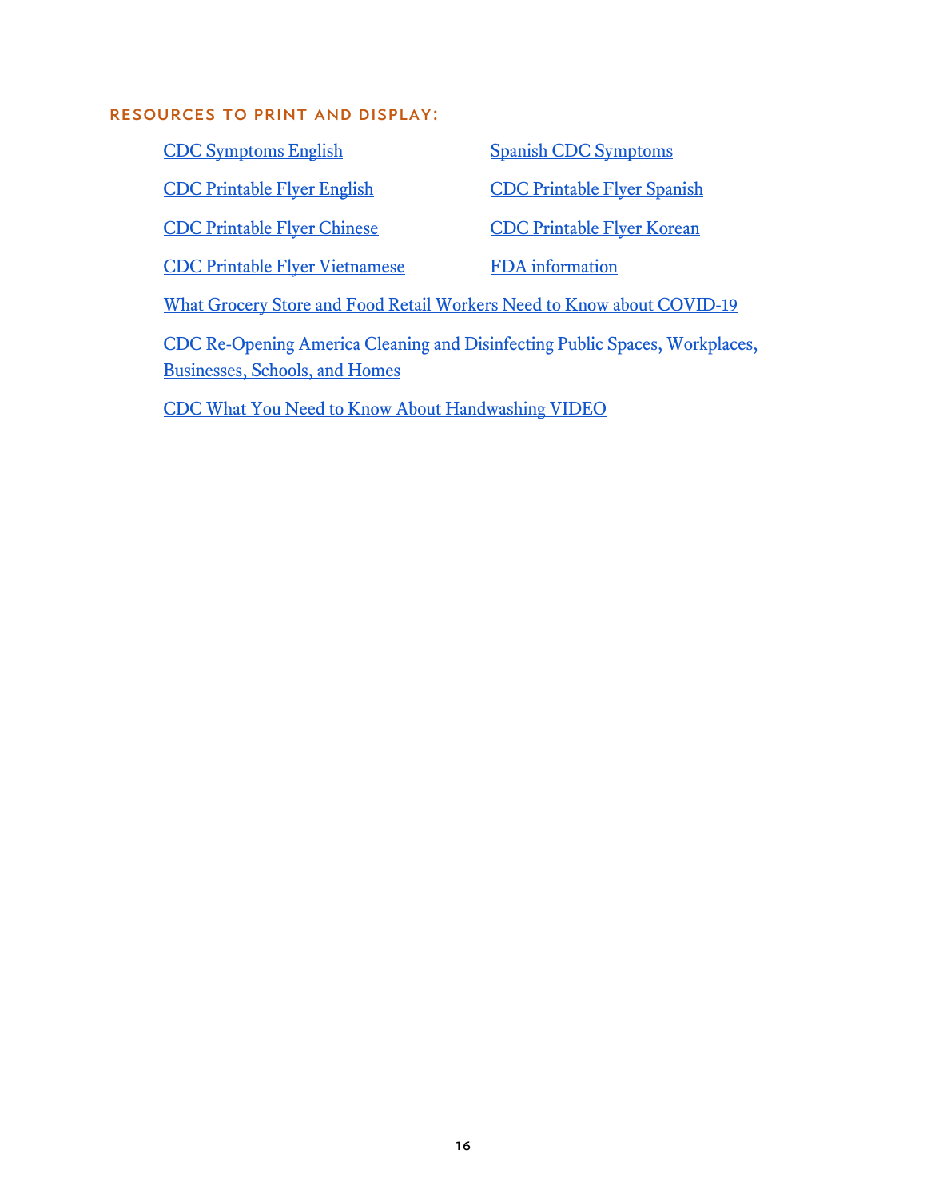### RESOURCES TO PRINT AND DISPLAY:

CDC Symptoms English

Spanish CDC Symptoms

CDC Printable Flyer English

CDC Printable Flyer Spanish

CDC Printable Flyer Chinese

CDC Printable Flyer Korean

CDC Printable Flyer Vietnamese

FDA information

What Grocery Store and Food Retail Workers Need to Know about COVID-19

CDC Re-Opening America Cleaning and Disinfecting Public Spaces, Workplaces, Businesses, Schools, and Homes

CDC What You Need to Know About Handwashing VIDEO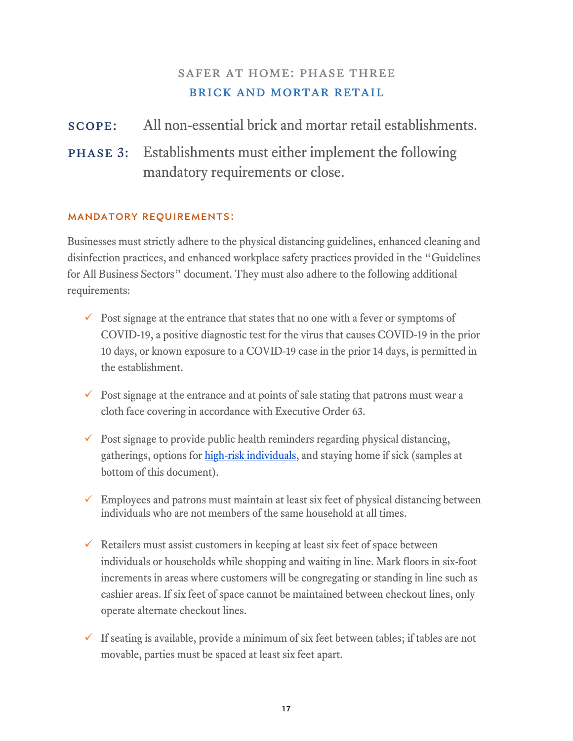## SAFER AT HOME: PHASE THREE

## BRICK AND MORTAR RETAIL

**SCOPE:** All non-essential brick and mortar retail establishments.

**PHASE 3:** Establishments must either implement the following mandatory requirements or close.

### MANDATORY REQUIREMENTS:

Businesses must strictly adhere to the physical distancing guidelines, enhanced cleaning and disinfection practices, and enhanced workplace safety practices provided in the "Guidelines for All Business Sectors" document. They must also adhere to the following additional requirements:

- ✓ Post signage at the entrance that states that no one with a fever or symptoms of COVID-19, a positive diagnostic test for the virus that causes COVID-19 in the prior 10 days, or known exposure to a COVID-19 case in the prior 14 days, is permitted in the establishment.
- ✓ Post signage at the entrance and at points of sale stating that patrons must wear a cloth face covering in accordance with Executive Order 63.
- ✓ Post signage to provide public health reminders regarding physical distancing, gatherings, options for [high-risk individuals](), and staying home if sick (samples at bottom of this document).
- ✓ Employees and patrons must maintain at least six feet of physical distancing between individuals who are not members of the same household at all times.
- ✓ Retailers must assist customers in keeping at least six feet of space between individuals or households while shopping and waiting in line. Mark floors in six-foot increments in areas where customers will be congregating or standing in line such as cashier areas. If six feet of space cannot be maintained between checkout lines, only operate alternate checkout lines.
- ✓ If seating is available, provide a minimum of six feet between tables; if tables are not movable, parties must be spaced at least six feet apart.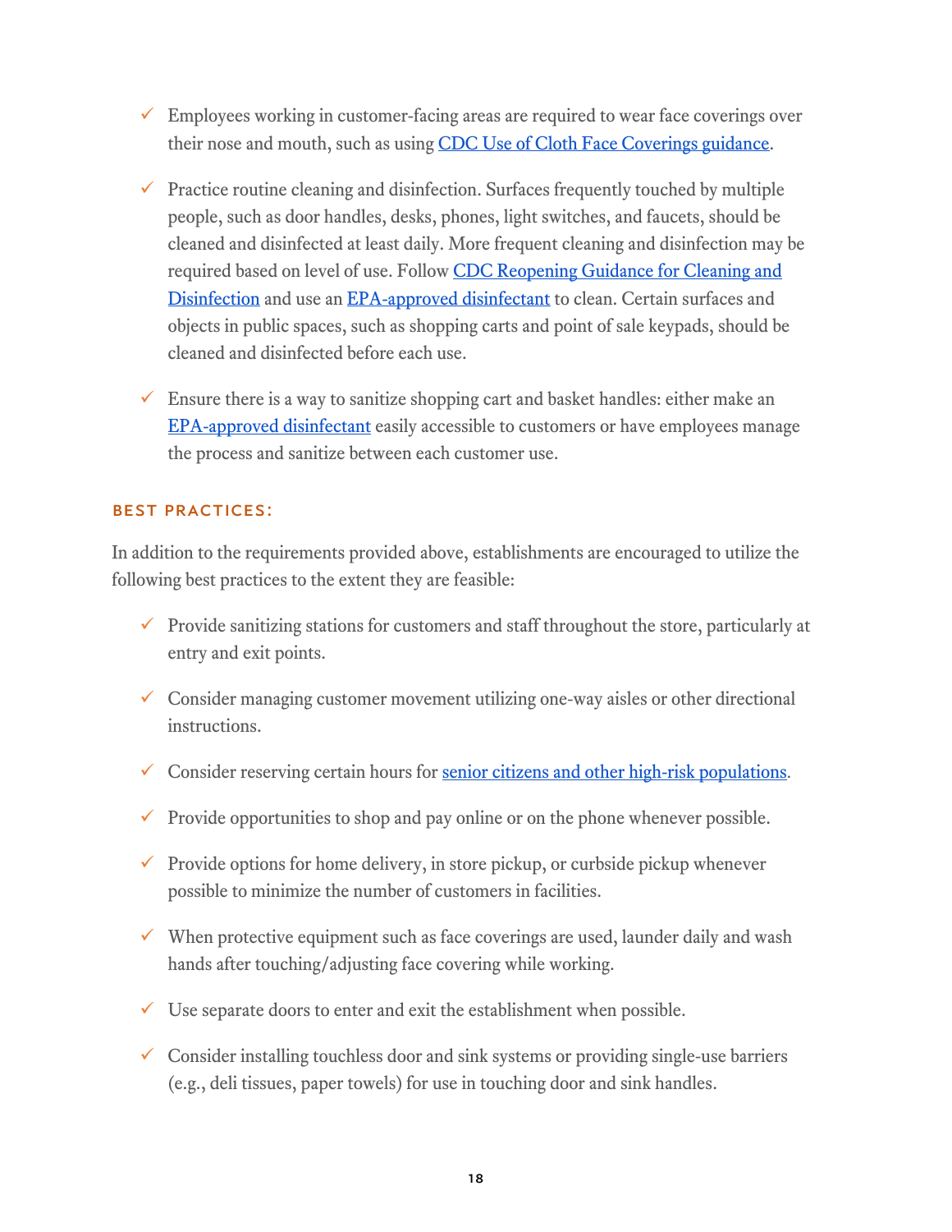- ✓ Employees working in customer-facing areas are required to wear face coverings over their nose and mouth, such as using [CDC Use of Cloth Face Coverings guidance](#).

- ✓ Practice routine cleaning and disinfection. Surfaces frequently touched by multiple people, such as door handles, desks, phones, light switches, and faucets, should be cleaned and disinfected at least daily. More frequent cleaning and disinfection may be required based on level of use. Follow [CDC Reopening Guidance for Cleaning and Disinfection](#) and use an [EPA-approved disinfectant](#) to clean. Certain surfaces and objects in public spaces, such as shopping carts and point of sale keypads, should be cleaned and disinfected before each use.

- ✓ Ensure there is a way to sanitize shopping cart and basket handles: either make an [EPA-approved disinfectant](#) easily accessible to customers or have employees manage the process and sanitize between each customer use.

#### BEST PRACTICES:

In addition to the requirements provided above, establishments are encouraged to utilize the following best practices to the extent they are feasible:

- ✓ Provide sanitizing stations for customers and staff throughout the store, particularly at entry and exit points.

- ✓ Consider managing customer movement utilizing one-way aisles or other directional instructions.

- ✓ Consider reserving certain hours for [senior citizens and other high-risk populations](#).

- ✓ Provide opportunities to shop and pay online or on the phone whenever possible.

- ✓ Provide options for home delivery, in store pickup, or curbside pickup whenever possible to minimize the number of customers in facilities.

- ✓ When protective equipment such as face coverings are used, launder daily and wash hands after touching/adjusting face covering while working.

- ✓ Use separate doors to enter and exit the establishment when possible.

- ✓ Consider installing touchless door and sink systems or providing single-use barriers (e.g., deli tissues, paper towels) for use in touching door and sink handles.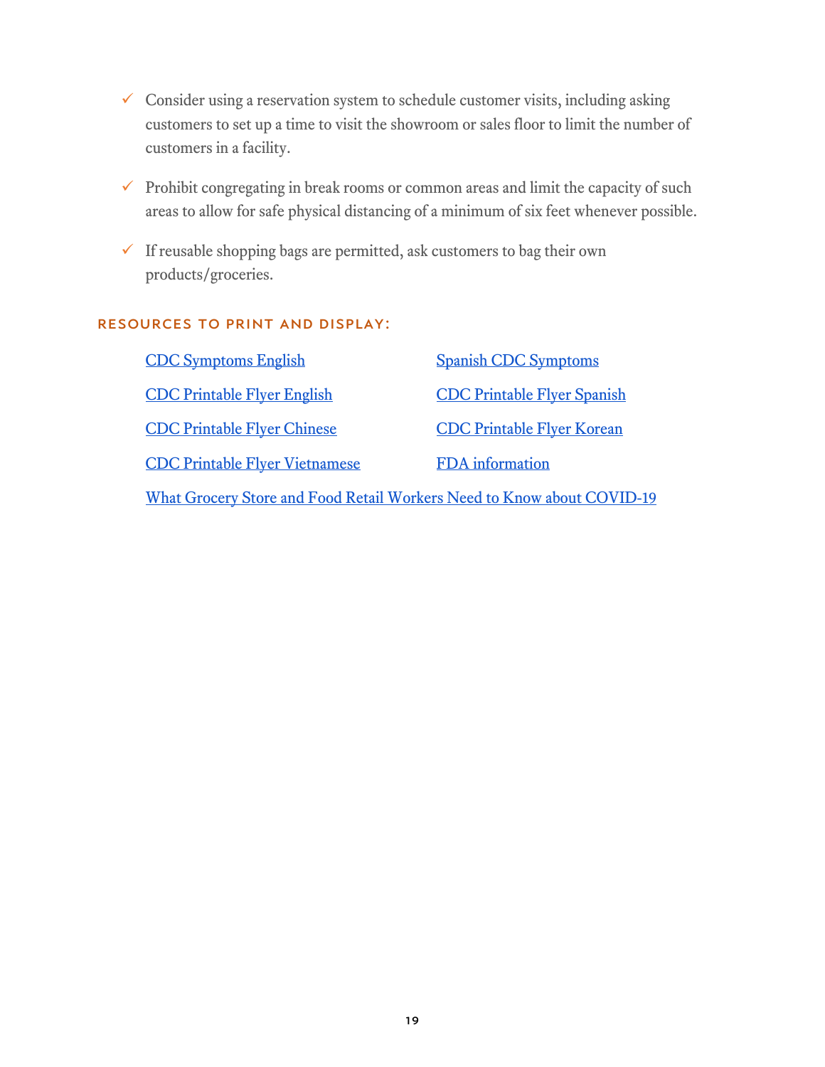- ✓ Consider using a reservation system to schedule customer visits, including asking customers to set up a time to visit the showroom or sales floor to limit the number of customers in a facility.
- ✓ Prohibit congregating in break rooms or common areas and limit the capacity of such areas to allow for safe physical distancing of a minimum of six feet whenever possible.
- ✓ If reusable shopping bags are permitted, ask customers to bag their own products/groceries.

## RESOURCES TO PRINT AND DISPLAY:

- CDC Symptoms English
- Spanish CDC Symptoms
- CDC Printable Flyer English
- CDC Printable Flyer Spanish
- CDC Printable Flyer Chinese
- CDC Printable Flyer Korean
- CDC Printable Flyer Vietnamese
- FDA information
- What Grocery Store and Food Retail Workers Need to Know about COVID-19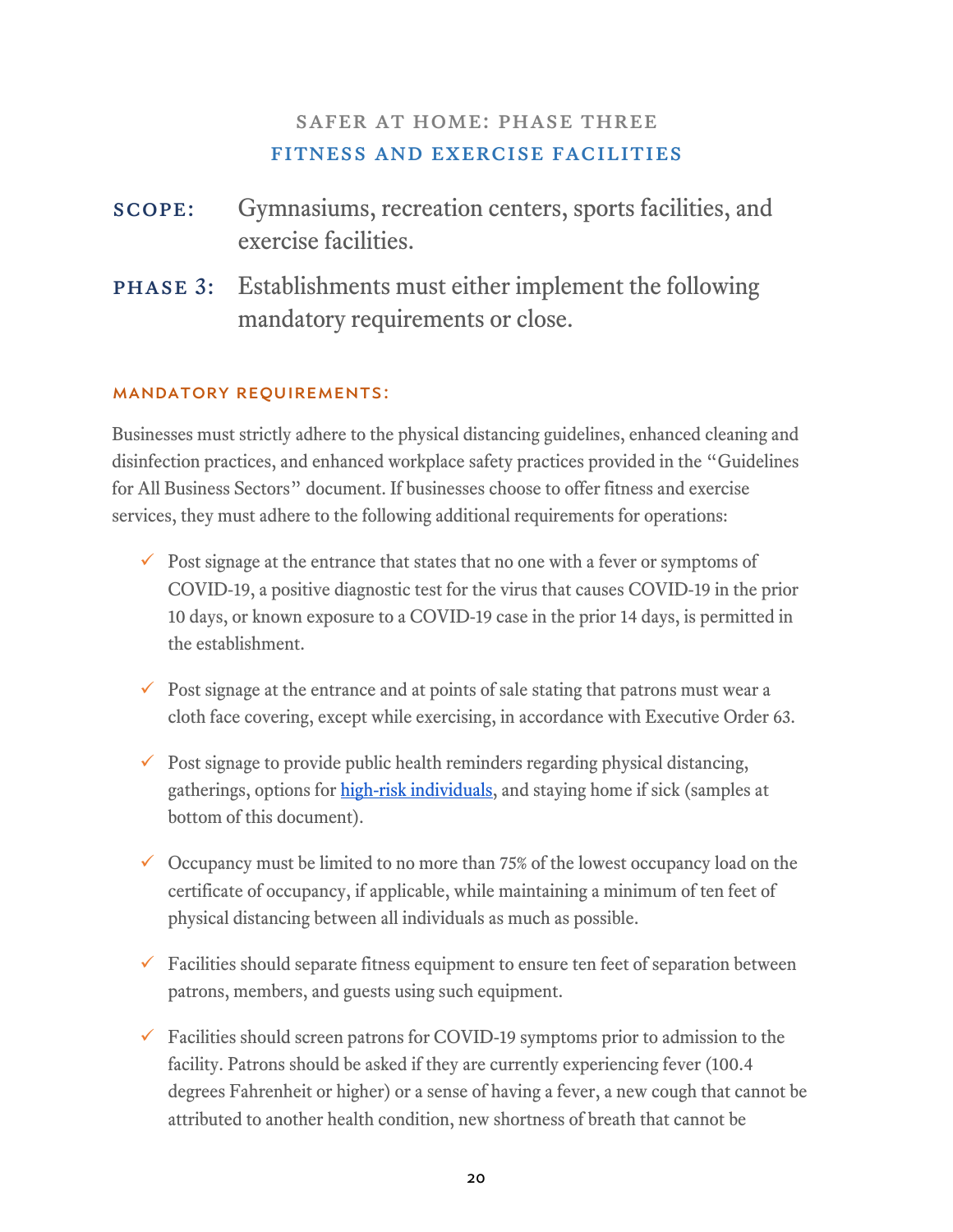## SAFER AT HOME: PHASE THREE
## FITNESS AND EXERCISE FACILITIES

**SCOPE:** Gymnasiums, recreation centers, sports facilities, and exercise facilities.

**PHASE 3:** Establishments must either implement the following mandatory requirements or close.

### MANDATORY REQUIREMENTS:

Businesses must strictly adhere to the physical distancing guidelines, enhanced cleaning and disinfection practices, and enhanced workplace safety practices provided in the "Guidelines for All Business Sectors" document. If businesses choose to offer fitness and exercise services, they must adhere to the following additional requirements for operations:

- ✓ Post signage at the entrance that states that no one with a fever or symptoms of COVID-19, a positive diagnostic test for the virus that causes COVID-19 in the prior 10 days, or known exposure to a COVID-19 case in the prior 14 days, is permitted in the establishment.
- ✓ Post signage at the entrance and at points of sale stating that patrons must wear a cloth face covering, except while exercising, in accordance with Executive Order 63.
- ✓ Post signage to provide public health reminders regarding physical distancing, gatherings, options for [high-risk individuals](), and staying home if sick (samples at bottom of this document).
- ✓ Occupancy must be limited to no more than 75% of the lowest occupancy load on the certificate of occupancy, if applicable, while maintaining a minimum of ten feet of physical distancing between all individuals as much as possible.
- ✓ Facilities should separate fitness equipment to ensure ten feet of separation between patrons, members, and guests using such equipment.
- ✓ Facilities should screen patrons for COVID-19 symptoms prior to admission to the facility. Patrons should be asked if they are currently experiencing fever (100.4 degrees Fahrenheit or higher) or a sense of having a fever, a new cough that cannot be attributed to another health condition, new shortness of breath that cannot be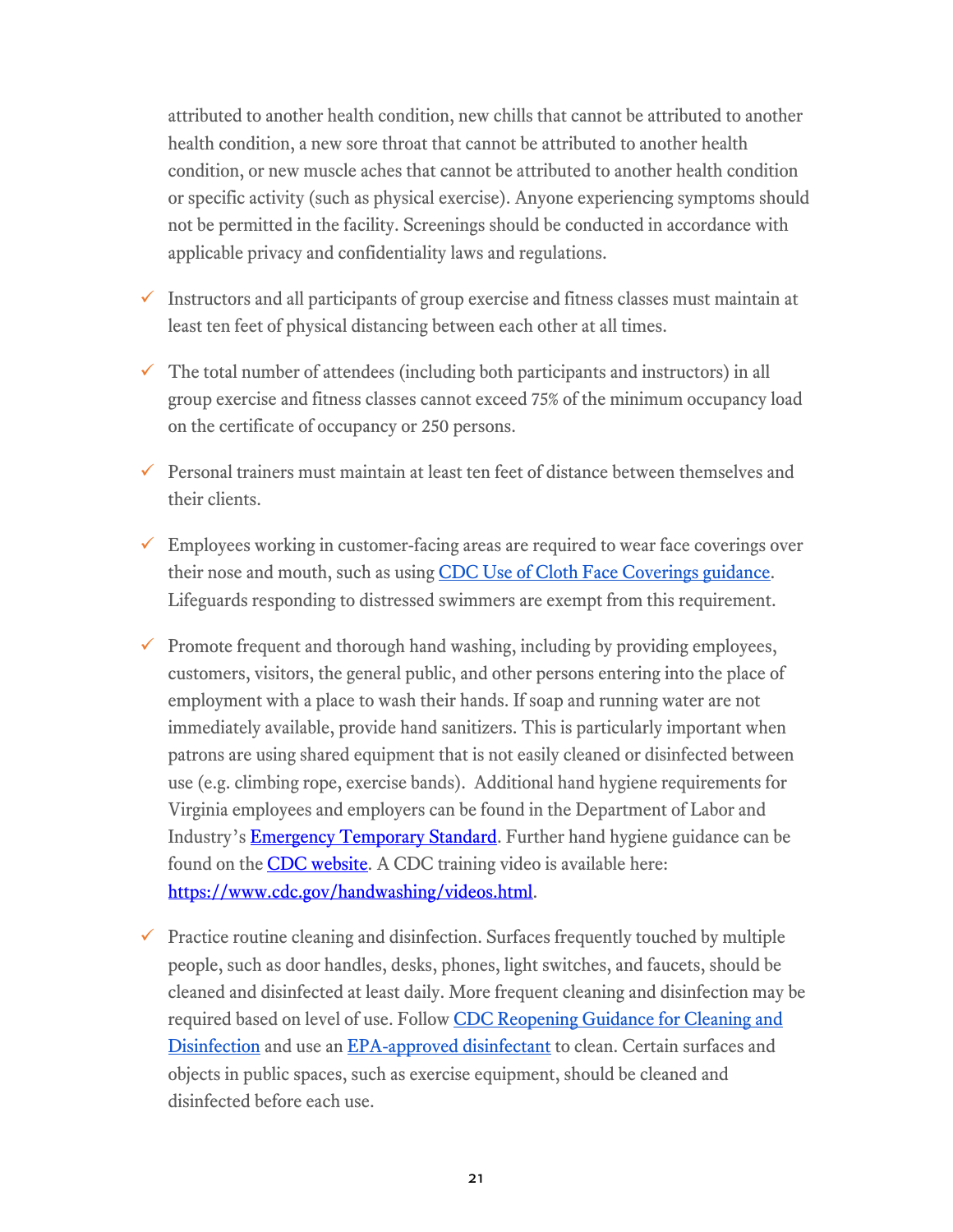attributed to another health condition, new chills that cannot be attributed to another health condition, a new sore throat that cannot be attributed to another health condition, or new muscle aches that cannot be attributed to another health condition or specific activity (such as physical exercise). Anyone experiencing symptoms should not be permitted in the facility. Screenings should be conducted in accordance with applicable privacy and confidentiality laws and regulations.

- ✓ Instructors and all participants of group exercise and fitness classes must maintain at least ten feet of physical distancing between each other at all times.

- ✓ The total number of attendees (including both participants and instructors) in all group exercise and fitness classes cannot exceed 75% of the minimum occupancy load on the certificate of occupancy or 250 persons.

- ✓ Personal trainers must maintain at least ten feet of distance between themselves and their clients.

- ✓ Employees working in customer-facing areas are required to wear face coverings over their nose and mouth, such as using CDC Use of Cloth Face Coverings guidance. Lifeguards responding to distressed swimmers are exempt from this requirement.

- ✓ Promote frequent and thorough hand washing, including by providing employees, customers, visitors, the general public, and other persons entering into the place of employment with a place to wash their hands. If soap and running water are not immediately available, provide hand sanitizers. This is particularly important when patrons are using shared equipment that is not easily cleaned or disinfected between use (e.g. climbing rope, exercise bands). Additional hand hygiene requirements for Virginia employees and employers can be found in the Department of Labor and Industry's Emergency Temporary Standard. Further hand hygiene guidance can be found on the CDC website. A CDC training video is available here: https://www.cdc.gov/handwashing/videos.html.

- ✓ Practice routine cleaning and disinfection. Surfaces frequently touched by multiple people, such as door handles, desks, phones, light switches, and faucets, should be cleaned and disinfected at least daily. More frequent cleaning and disinfection may be required based on level of use. Follow CDC Reopening Guidance for Cleaning and Disinfection and use an EPA-approved disinfectant to clean. Certain surfaces and objects in public spaces, such as exercise equipment, should be cleaned and disinfected before each use.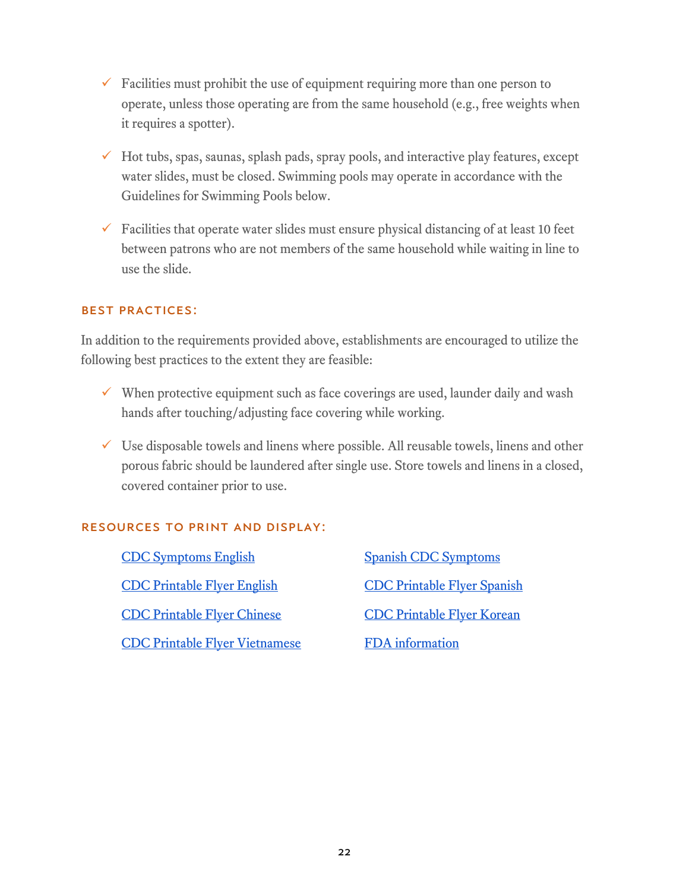- ✓ Facilities must prohibit the use of equipment requiring more than one person to operate, unless those operating are from the same household (e.g., free weights when it requires a spotter).

- ✓ Hot tubs, spas, saunas, splash pads, spray pools, and interactive play features, except water slides, must be closed. Swimming pools may operate in accordance with the Guidelines for Swimming Pools below.

- ✓ Facilities that operate water slides must ensure physical distancing of at least 10 feet between patrons who are not members of the same household while waiting in line to use the slide.

### BEST PRACTICES:

In addition to the requirements provided above, establishments are encouraged to utilize the following best practices to the extent they are feasible:

- ✓ When protective equipment such as face coverings are used, launder daily and wash hands after touching/adjusting face covering while working.

- ✓ Use disposable towels and linens where possible. All reusable towels, linens and other porous fabric should be laundered after single use. Store towels and linens in a closed, covered container prior to use.

### RESOURCES TO PRINT AND DISPLAY:

- CDC Symptoms English
- Spanish CDC Symptoms
- CDC Printable Flyer English
- CDC Printable Flyer Spanish
- CDC Printable Flyer Chinese
- CDC Printable Flyer Korean
- CDC Printable Flyer Vietnamese
- FDA information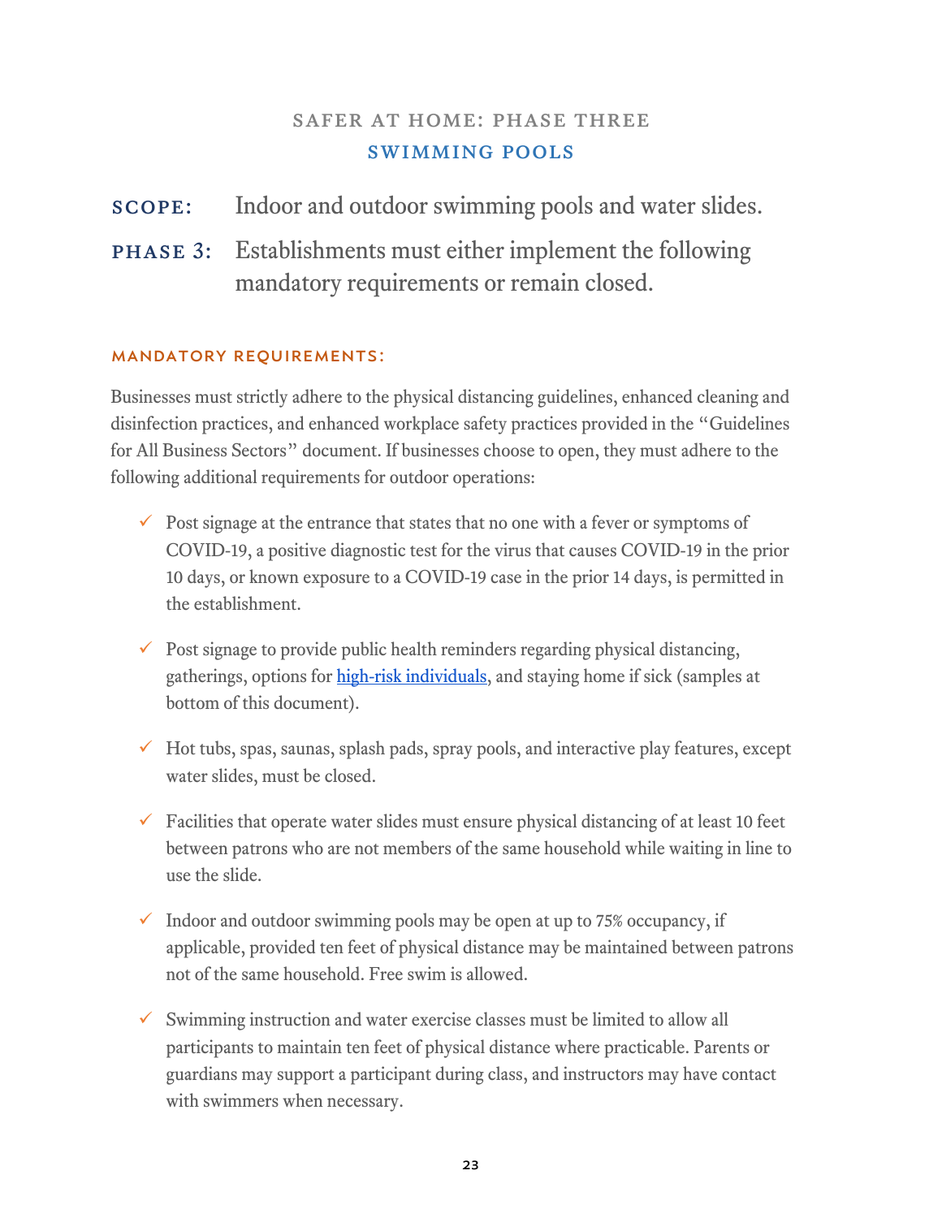## SAFER AT HOME: PHASE THREE

## SWIMMING POOLS

**SCOPE:** Indoor and outdoor swimming pools and water slides.

**PHASE 3:** Establishments must either implement the following mandatory requirements or remain closed.

### MANDATORY REQUIREMENTS:

Businesses must strictly adhere to the physical distancing guidelines, enhanced cleaning and disinfection practices, and enhanced workplace safety practices provided in the "Guidelines for All Business Sectors" document. If businesses choose to open, they must adhere to the following additional requirements for outdoor operations:

- ✓ Post signage at the entrance that states that no one with a fever or symptoms of COVID-19, a positive diagnostic test for the virus that causes COVID-19 in the prior 10 days, or known exposure to a COVID-19 case in the prior 14 days, is permitted in the establishment.
- ✓ Post signage to provide public health reminders regarding physical distancing, gatherings, options for high-risk individuals, and staying home if sick (samples at bottom of this document).
- ✓ Hot tubs, spas, saunas, splash pads, spray pools, and interactive play features, except water slides, must be closed.
- ✓ Facilities that operate water slides must ensure physical distancing of at least 10 feet between patrons who are not members of the same household while waiting in line to use the slide.
- ✓ Indoor and outdoor swimming pools may be open at up to 75% occupancy, if applicable, provided ten feet of physical distance may be maintained between patrons not of the same household. Free swim is allowed.
- ✓ Swimming instruction and water exercise classes must be limited to allow all participants to maintain ten feet of physical distance where practicable. Parents or guardians may support a participant during class, and instructors may have contact with swimmers when necessary.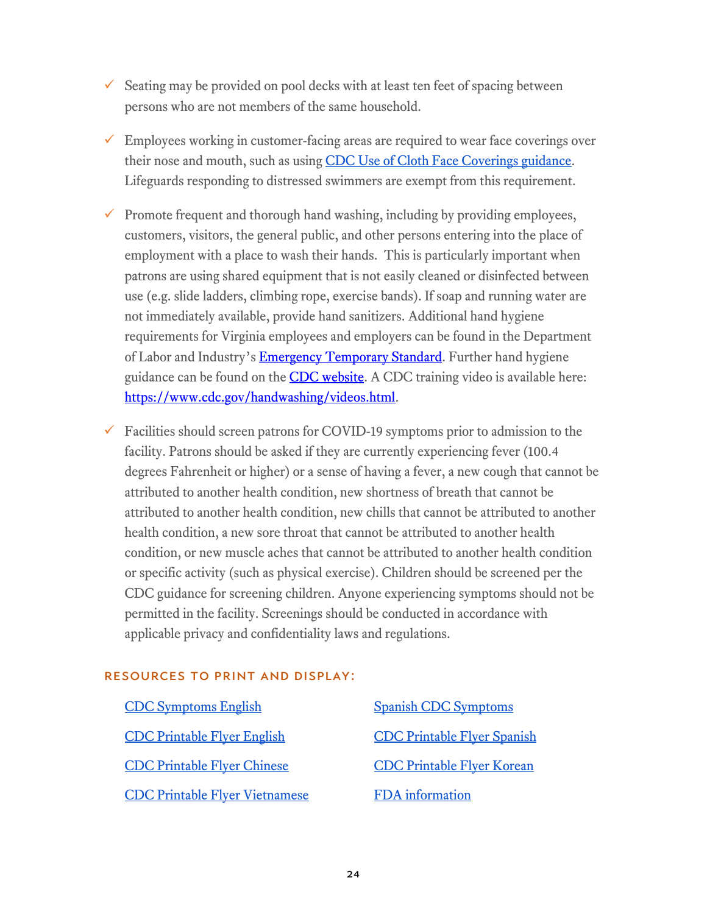- ✓ Seating may be provided on pool decks with at least ten feet of spacing between persons who are not members of the same household.

- ✓ Employees working in customer-facing areas are required to wear face coverings over their nose and mouth, such as using [CDC Use of Cloth Face Coverings guidance](). Lifeguards responding to distressed swimmers are exempt from this requirement.

- ✓ Promote frequent and thorough hand washing, including by providing employees, customers, visitors, the general public, and other persons entering into the place of employment with a place to wash their hands. This is particularly important when patrons are using shared equipment that is not easily cleaned or disinfected between use (e.g. slide ladders, climbing rope, exercise bands). If soap and running water are not immediately available, provide hand sanitizers. Additional hand hygiene requirements for Virginia employees and employers can be found in the Department of Labor and Industry's [Emergency Temporary Standard](). Further hand hygiene guidance can be found on the [CDC website](). A CDC training video is available here: https://www.cdc.gov/handwashing/videos.html.

- ✓ Facilities should screen patrons for COVID-19 symptoms prior to admission to the facility. Patrons should be asked if they are currently experiencing fever (100.4 degrees Fahrenheit or higher) or a sense of having a fever, a new cough that cannot be attributed to another health condition, new shortness of breath that cannot be attributed to another health condition, new chills that cannot be attributed to another health condition, a new sore throat that cannot be attributed to another health condition, or new muscle aches that cannot be attributed to another health condition or specific activity (such as physical exercise). Children should be screened per the CDC guidance for screening children. Anyone experiencing symptoms should not be permitted in the facility. Screenings should be conducted in accordance with applicable privacy and confidentiality laws and regulations.

### RESOURCES TO PRINT AND DISPLAY:

- CDC Symptoms English
- Spanish CDC Symptoms
- CDC Printable Flyer English
- CDC Printable Flyer Spanish
- CDC Printable Flyer Chinese
- CDC Printable Flyer Korean
- CDC Printable Flyer Vietnamese
- FDA information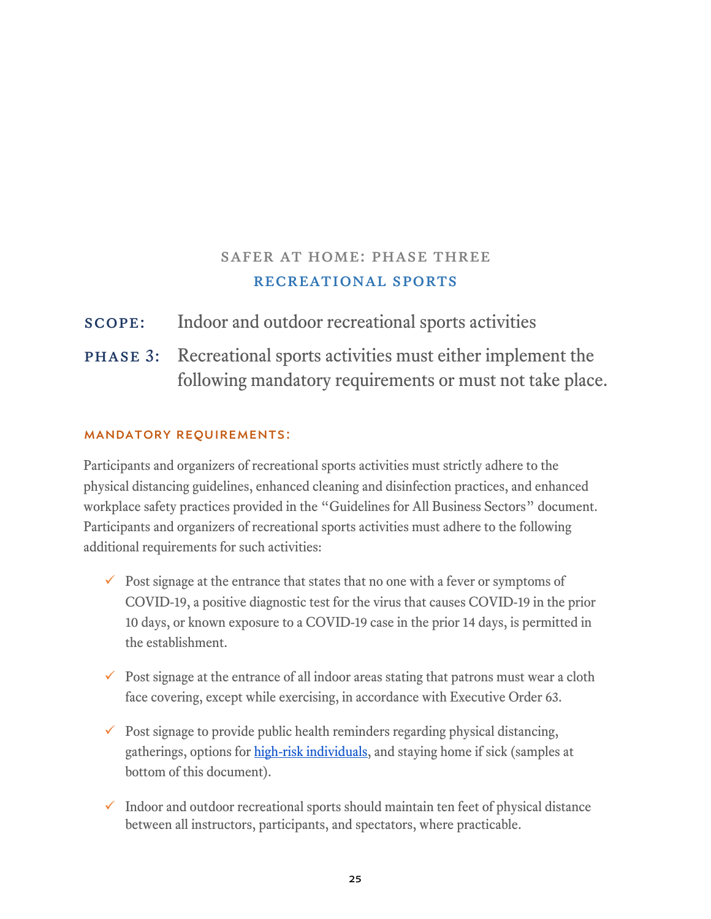## SAFER AT HOME: PHASE THREE
## RECREATIONAL SPORTS

**SCOPE:** Indoor and outdoor recreational sports activities

**PHASE 3:** Recreational sports activities must either implement the following mandatory requirements or must not take place.

### MANDATORY REQUIREMENTS:

Participants and organizers of recreational sports activities must strictly adhere to the physical distancing guidelines, enhanced cleaning and disinfection practices, and enhanced workplace safety practices provided in the "Guidelines for All Business Sectors" document. Participants and organizers of recreational sports activities must adhere to the following additional requirements for such activities:

- ✓ Post signage at the entrance that states that no one with a fever or symptoms of COVID-19, a positive diagnostic test for the virus that causes COVID-19 in the prior 10 days, or known exposure to a COVID-19 case in the prior 14 days, is permitted in the establishment.
- ✓ Post signage at the entrance of all indoor areas stating that patrons must wear a cloth face covering, except while exercising, in accordance with Executive Order 63.
- ✓ Post signage to provide public health reminders regarding physical distancing, gatherings, options for high-risk individuals, and staying home if sick (samples at bottom of this document).
- ✓ Indoor and outdoor recreational sports should maintain ten feet of physical distance between all instructors, participants, and spectators, where practicable.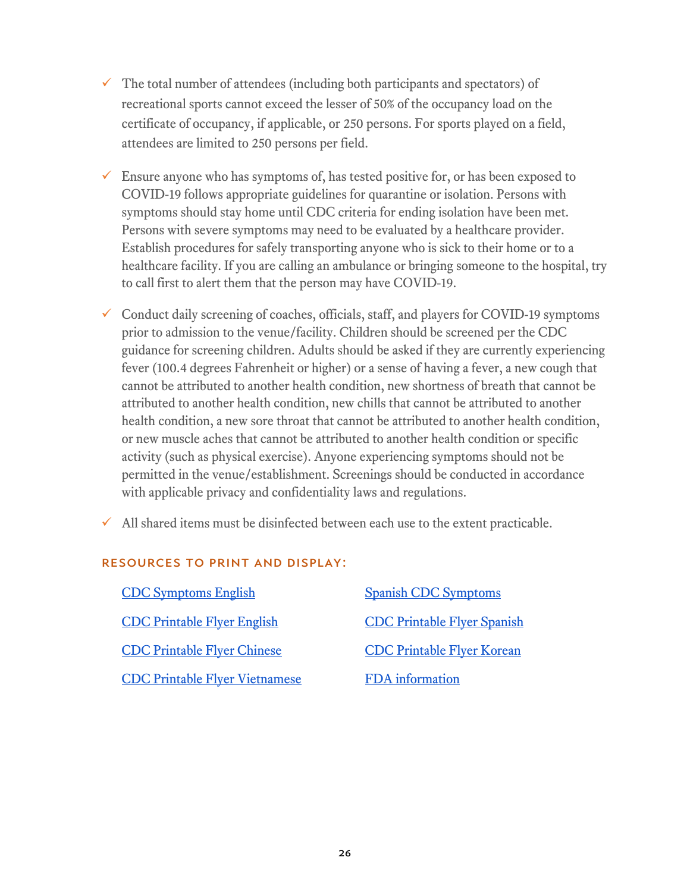- ✓ The total number of attendees (including both participants and spectators) of recreational sports cannot exceed the lesser of 50% of the occupancy load on the certificate of occupancy, if applicable, or 250 persons. For sports played on a field, attendees are limited to 250 persons per field.

- ✓ Ensure anyone who has symptoms of, has tested positive for, or has been exposed to COVID-19 follows appropriate guidelines for quarantine or isolation. Persons with symptoms should stay home until CDC criteria for ending isolation have been met. Persons with severe symptoms may need to be evaluated by a healthcare provider. Establish procedures for safely transporting anyone who is sick to their home or to a healthcare facility. If you are calling an ambulance or bringing someone to the hospital, try to call first to alert them that the person may have COVID-19.

- ✓ Conduct daily screening of coaches, officials, staff, and players for COVID-19 symptoms prior to admission to the venue/facility. Children should be screened per the CDC guidance for screening children. Adults should be asked if they are currently experiencing fever (100.4 degrees Fahrenheit or higher) or a sense of having a fever, a new cough that cannot be attributed to another health condition, new shortness of breath that cannot be attributed to another health condition, new chills that cannot be attributed to another health condition, a new sore throat that cannot be attributed to another health condition, or new muscle aches that cannot be attributed to another health condition or specific activity (such as physical exercise). Anyone experiencing symptoms should not be permitted in the venue/establishment. Screenings should be conducted in accordance with applicable privacy and confidentiality laws and regulations.

- ✓ All shared items must be disinfected between each use to the extent practicable.

### RESOURCES TO PRINT AND DISPLAY:

- CDC Symptoms English
- Spanish CDC Symptoms
- CDC Printable Flyer English
- CDC Printable Flyer Spanish
- CDC Printable Flyer Chinese
- CDC Printable Flyer Korean
- CDC Printable Flyer Vietnamese
- FDA information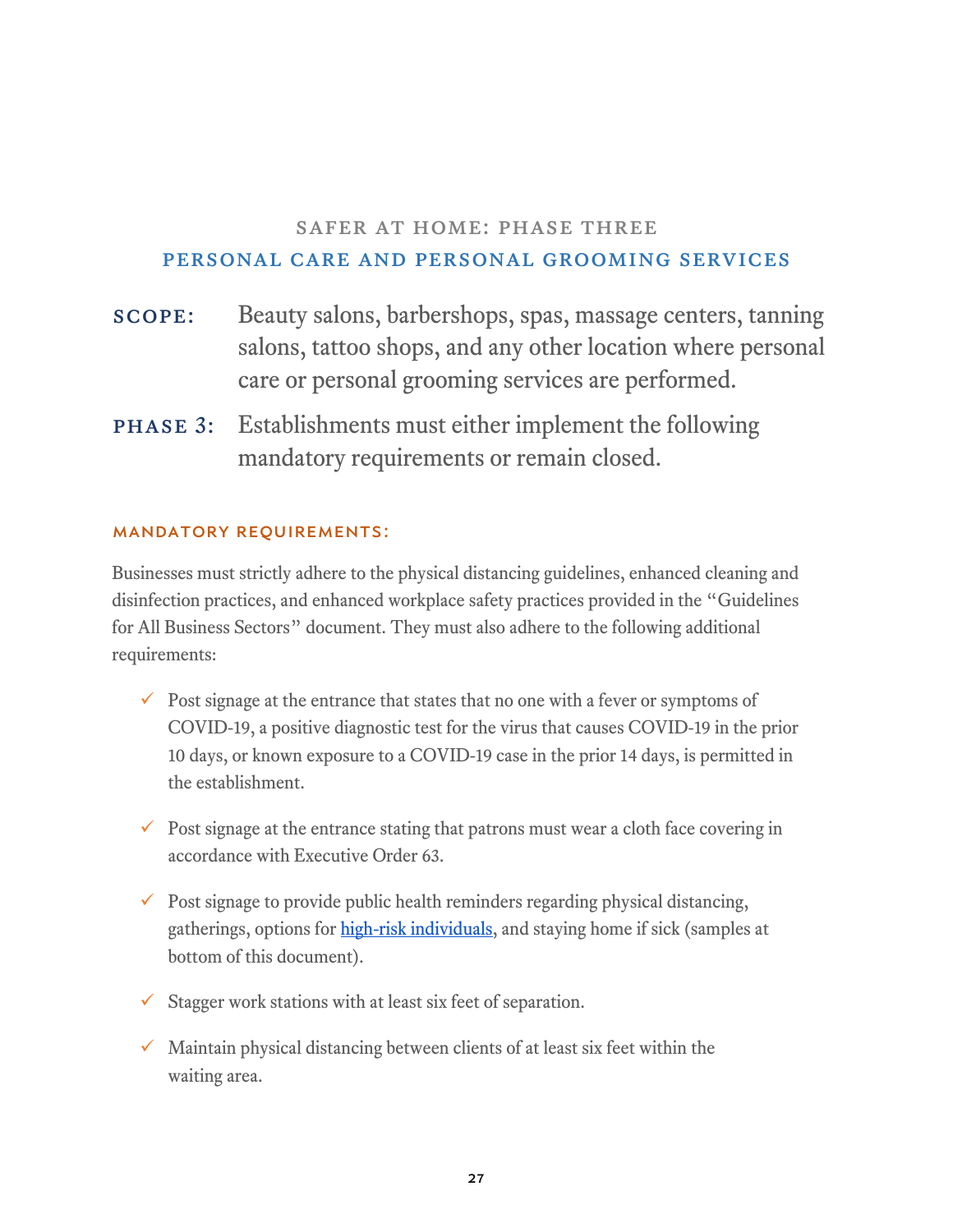## SAFER AT HOME: PHASE THREE

## PERSONAL CARE AND PERSONAL GROOMING SERVICES

**SCOPE:** Beauty salons, barbershops, spas, massage centers, tanning salons, tattoo shops, and any other location where personal care or personal grooming services are performed.

**PHASE 3:** Establishments must either implement the following mandatory requirements or remain closed.

### MANDATORY REQUIREMENTS:

Businesses must strictly adhere to the physical distancing guidelines, enhanced cleaning and disinfection practices, and enhanced workplace safety practices provided in the "Guidelines for All Business Sectors" document. They must also adhere to the following additional requirements:

- ✓ Post signage at the entrance that states that no one with a fever or symptoms of COVID-19, a positive diagnostic test for the virus that causes COVID-19 in the prior 10 days, or known exposure to a COVID-19 case in the prior 14 days, is permitted in the establishment.
- ✓ Post signage at the entrance stating that patrons must wear a cloth face covering in accordance with Executive Order 63.
- ✓ Post signage to provide public health reminders regarding physical distancing, gatherings, options for high-risk individuals, and staying home if sick (samples at bottom of this document).
- ✓ Stagger work stations with at least six feet of separation.
- ✓ Maintain physical distancing between clients of at least six feet within the waiting area.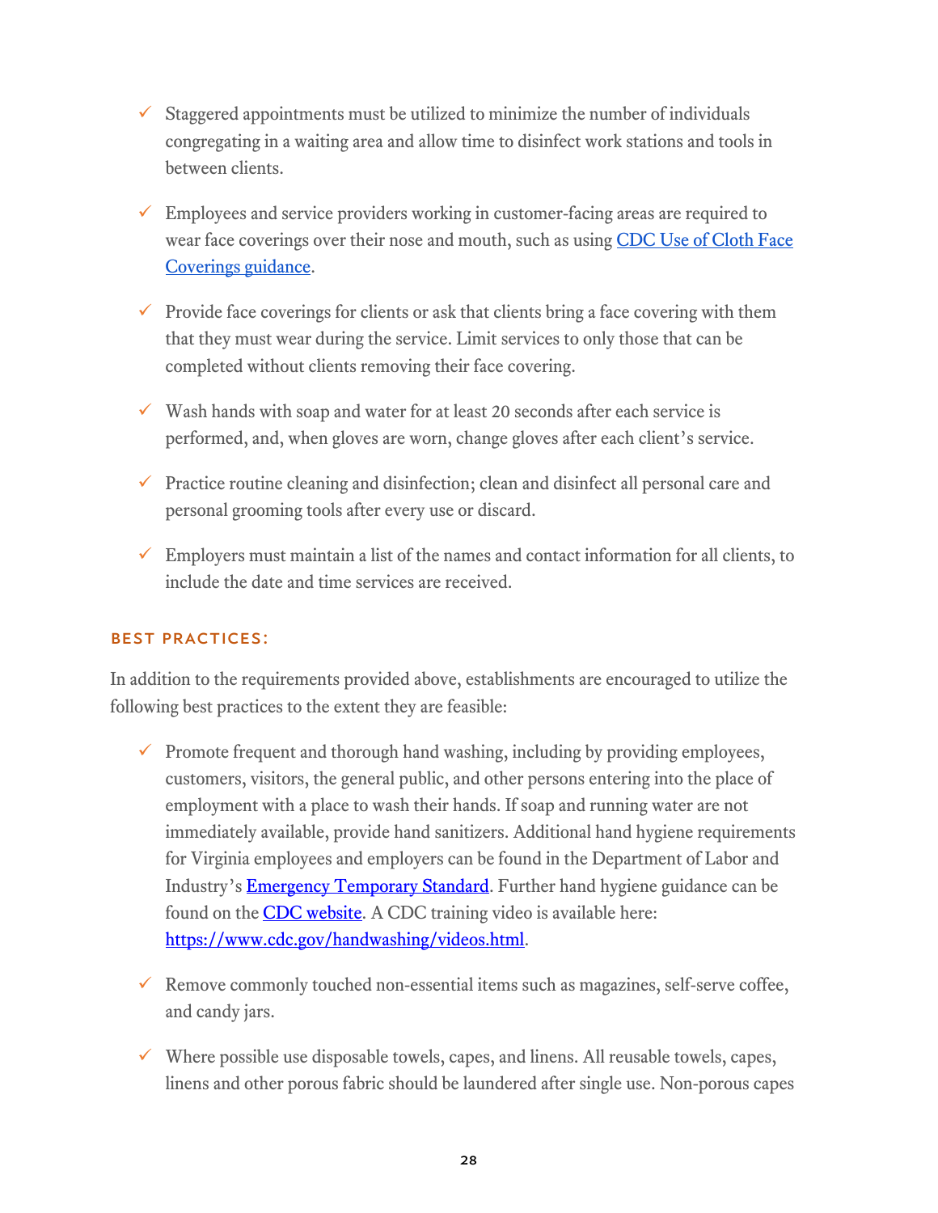- ✓ Staggered appointments must be utilized to minimize the number of individuals congregating in a waiting area and allow time to disinfect work stations and tools in between clients.
- ✓ Employees and service providers working in customer-facing areas are required to wear face coverings over their nose and mouth, such as using [CDC Use of Cloth Face Coverings guidance](#).
- ✓ Provide face coverings for clients or ask that clients bring a face covering with them that they must wear during the service. Limit services to only those that can be completed without clients removing their face covering.
- ✓ Wash hands with soap and water for at least 20 seconds after each service is performed, and, when gloves are worn, change gloves after each client's service.
- ✓ Practice routine cleaning and disinfection; clean and disinfect all personal care and personal grooming tools after every use or discard.
- ✓ Employers must maintain a list of the names and contact information for all clients, to include the date and time services are received.

### BEST PRACTICES:

In addition to the requirements provided above, establishments are encouraged to utilize the following best practices to the extent they are feasible:

- ✓ Promote frequent and thorough hand washing, including by providing employees, customers, visitors, the general public, and other persons entering into the place of employment with a place to wash their hands. If soap and running water are not immediately available, provide hand sanitizers. Additional hand hygiene requirements for Virginia employees and employers can be found in the Department of Labor and Industry's [Emergency Temporary Standard](#). Further hand hygiene guidance can be found on the [CDC website](#). A CDC training video is available here: [https://www.cdc.gov/handwashing/videos.html](https://www.cdc.gov/handwashing/videos.html).
- ✓ Remove commonly touched non-essential items such as magazines, self-serve coffee, and candy jars.
- ✓ Where possible use disposable towels, capes, and linens. All reusable towels, capes, linens and other porous fabric should be laundered after single use. Non-porous capes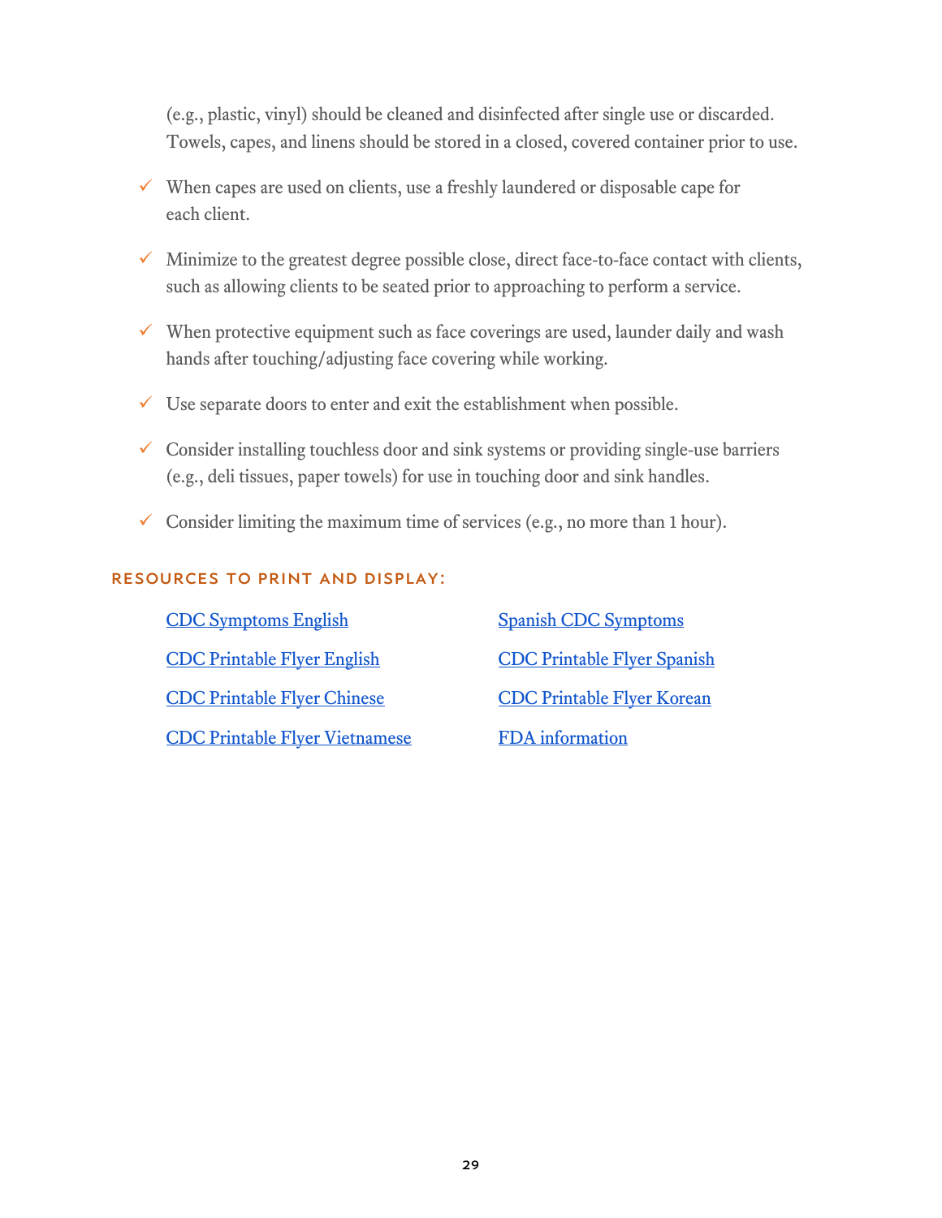(e.g., plastic, vinyl) should be cleaned and disinfected after single use or discarded. Towels, capes, and linens should be stored in a closed, covered container prior to use.

- ✓ When capes are used on clients, use a freshly laundered or disposable cape for each client.
- ✓ Minimize to the greatest degree possible close, direct face-to-face contact with clients, such as allowing clients to be seated prior to approaching to perform a service.
- ✓ When protective equipment such as face coverings are used, launder daily and wash hands after touching/adjusting face covering while working.
- ✓ Use separate doors to enter and exit the establishment when possible.
- ✓ Consider installing touchless door and sink systems or providing single-use barriers (e.g., deli tissues, paper towels) for use in touching door and sink handles.
- ✓ Consider limiting the maximum time of services (e.g., no more than 1 hour).

### RESOURCES TO PRINT AND DISPLAY:

- CDC Symptoms English
- CDC Printable Flyer English
- CDC Printable Flyer Chinese
- CDC Printable Flyer Vietnamese
- Spanish CDC Symptoms
- CDC Printable Flyer Spanish
- CDC Printable Flyer Korean
- FDA information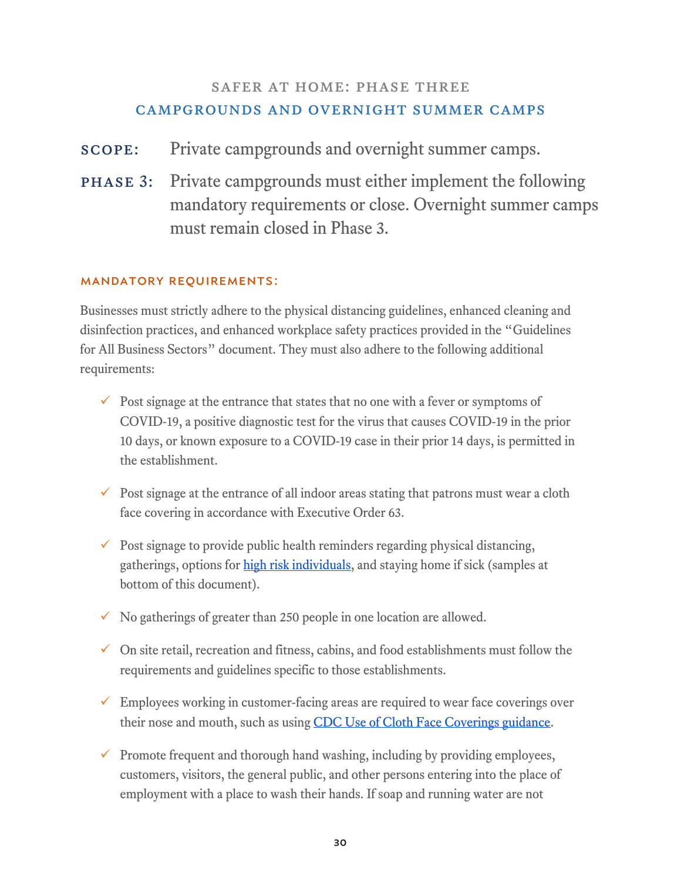## SAFER AT HOME: PHASE THREE
## CAMPGROUNDS AND OVERNIGHT SUMMER CAMPS

**SCOPE:** Private campgrounds and overnight summer camps.

**PHASE 3:** Private campgrounds must either implement the following mandatory requirements or close. Overnight summer camps must remain closed in Phase 3.

### MANDATORY REQUIREMENTS:

Businesses must strictly adhere to the physical distancing guidelines, enhanced cleaning and disinfection practices, and enhanced workplace safety practices provided in the "Guidelines for All Business Sectors" document. They must also adhere to the following additional requirements:

- ✓ Post signage at the entrance that states that no one with a fever or symptoms of COVID-19, a positive diagnostic test for the virus that causes COVID-19 in the prior 10 days, or known exposure to a COVID-19 case in their prior 14 days, is permitted in the establishment.
- ✓ Post signage at the entrance of all indoor areas stating that patrons must wear a cloth face covering in accordance with Executive Order 63.
- ✓ Post signage to provide public health reminders regarding physical distancing, gatherings, options for [high risk individuals](), and staying home if sick (samples at bottom of this document).
- ✓ No gatherings of greater than 250 people in one location are allowed.
- ✓ On site retail, recreation and fitness, cabins, and food establishments must follow the requirements and guidelines specific to those establishments.
- ✓ Employees working in customer-facing areas are required to wear face coverings over their nose and mouth, such as using [CDC Use of Cloth Face Coverings guidance]().
- ✓ Promote frequent and thorough hand washing, including by providing employees, customers, visitors, the general public, and other persons entering into the place of employment with a place to wash their hands. If soap and running water are not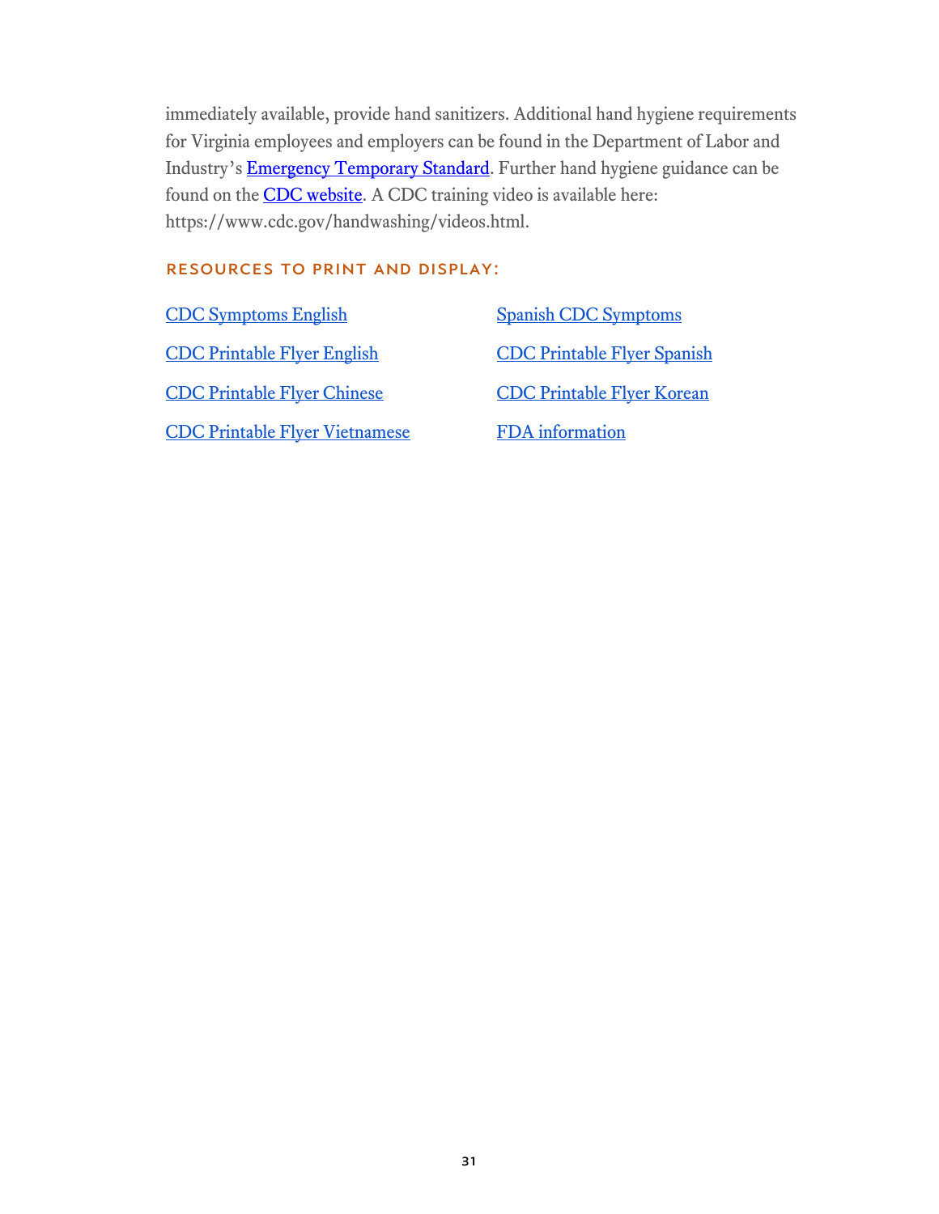immediately available, provide hand sanitizers. Additional hand hygiene requirements for Virginia employees and employers can be found in the Department of Labor and Industry's Emergency Temporary Standard. Further hand hygiene guidance can be found on the CDC website. A CDC training video is available here: https://www.cdc.gov/handwashing/videos.html.

### RESOURCES TO PRINT AND DISPLAY:

- CDC Symptoms English
- Spanish CDC Symptoms
- CDC Printable Flyer English
- CDC Printable Flyer Spanish
- CDC Printable Flyer Chinese
- CDC Printable Flyer Korean
- CDC Printable Flyer Vietnamese
- FDA information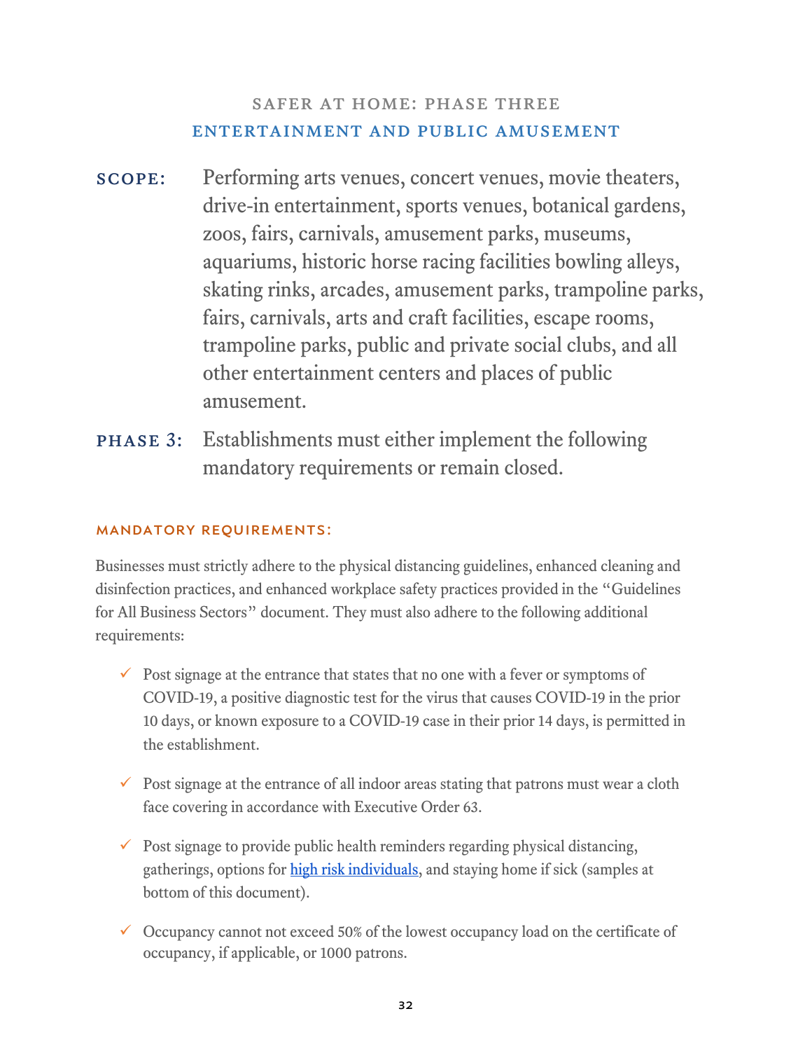## SAFER AT HOME: PHASE THREE

## ENTERTAINMENT AND PUBLIC AMUSEMENT

**SCOPE:** Performing arts venues, concert venues, movie theaters, drive-in entertainment, sports venues, botanical gardens, zoos, fairs, carnivals, amusement parks, museums, aquariums, historic horse racing facilities bowling alleys, skating rinks, arcades, amusement parks, trampoline parks, fairs, carnivals, arts and craft facilities, escape rooms, trampoline parks, public and private social clubs, and all other entertainment centers and places of public amusement.

**PHASE 3:** Establishments must either implement the following mandatory requirements or remain closed.

### MANDATORY REQUIREMENTS:

Businesses must strictly adhere to the physical distancing guidelines, enhanced cleaning and disinfection practices, and enhanced workplace safety practices provided in the "Guidelines for All Business Sectors" document. They must also adhere to the following additional requirements:

- ✓ Post signage at the entrance that states that no one with a fever or symptoms of COVID-19, a positive diagnostic test for the virus that causes COVID-19 in the prior 10 days, or known exposure to a COVID-19 case in their prior 14 days, is permitted in the establishment.
- ✓ Post signage at the entrance of all indoor areas stating that patrons must wear a cloth face covering in accordance with Executive Order 63.
- ✓ Post signage to provide public health reminders regarding physical distancing, gatherings, options for high risk individuals, and staying home if sick (samples at bottom of this document).
- ✓ Occupancy cannot not exceed 50% of the lowest occupancy load on the certificate of occupancy, if applicable, or 1000 patrons.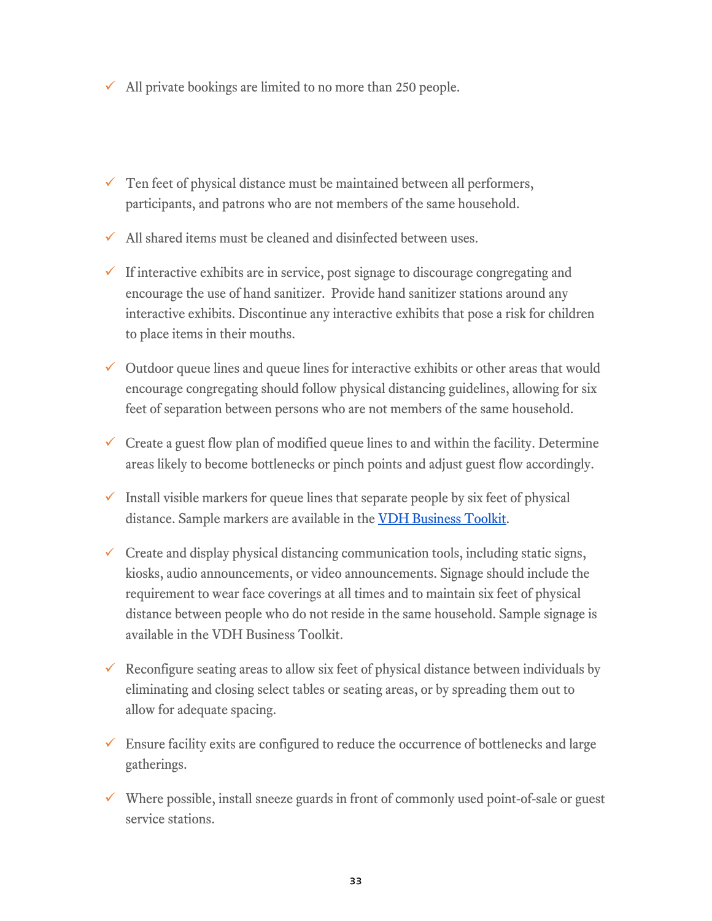- ✓ All private bookings are limited to no more than 250 people.

- ✓ Ten feet of physical distance must be maintained between all performers, participants, and patrons who are not members of the same household.
- ✓ All shared items must be cleaned and disinfected between uses.
- ✓ If interactive exhibits are in service, post signage to discourage congregating and encourage the use of hand sanitizer. Provide hand sanitizer stations around any interactive exhibits. Discontinue any interactive exhibits that pose a risk for children to place items in their mouths.
- ✓ Outdoor queue lines and queue lines for interactive exhibits or other areas that would encourage congregating should follow physical distancing guidelines, allowing for six feet of separation between persons who are not members of the same household.
- ✓ Create a guest flow plan of modified queue lines to and within the facility. Determine areas likely to become bottlenecks or pinch points and adjust guest flow accordingly.
- ✓ Install visible markers for queue lines that separate people by six feet of physical distance. Sample markers are available in the [VDH Business Toolkit](#).
- ✓ Create and display physical distancing communication tools, including static signs, kiosks, audio announcements, or video announcements. Signage should include the requirement to wear face coverings at all times and to maintain six feet of physical distance between people who do not reside in the same household. Sample signage is available in the VDH Business Toolkit.
- ✓ Reconfigure seating areas to allow six feet of physical distance between individuals by eliminating and closing select tables or seating areas, or by spreading them out to allow for adequate spacing.
- ✓ Ensure facility exits are configured to reduce the occurrence of bottlenecks and large gatherings.
- ✓ Where possible, install sneeze guards in front of commonly used point-of-sale or guest service stations.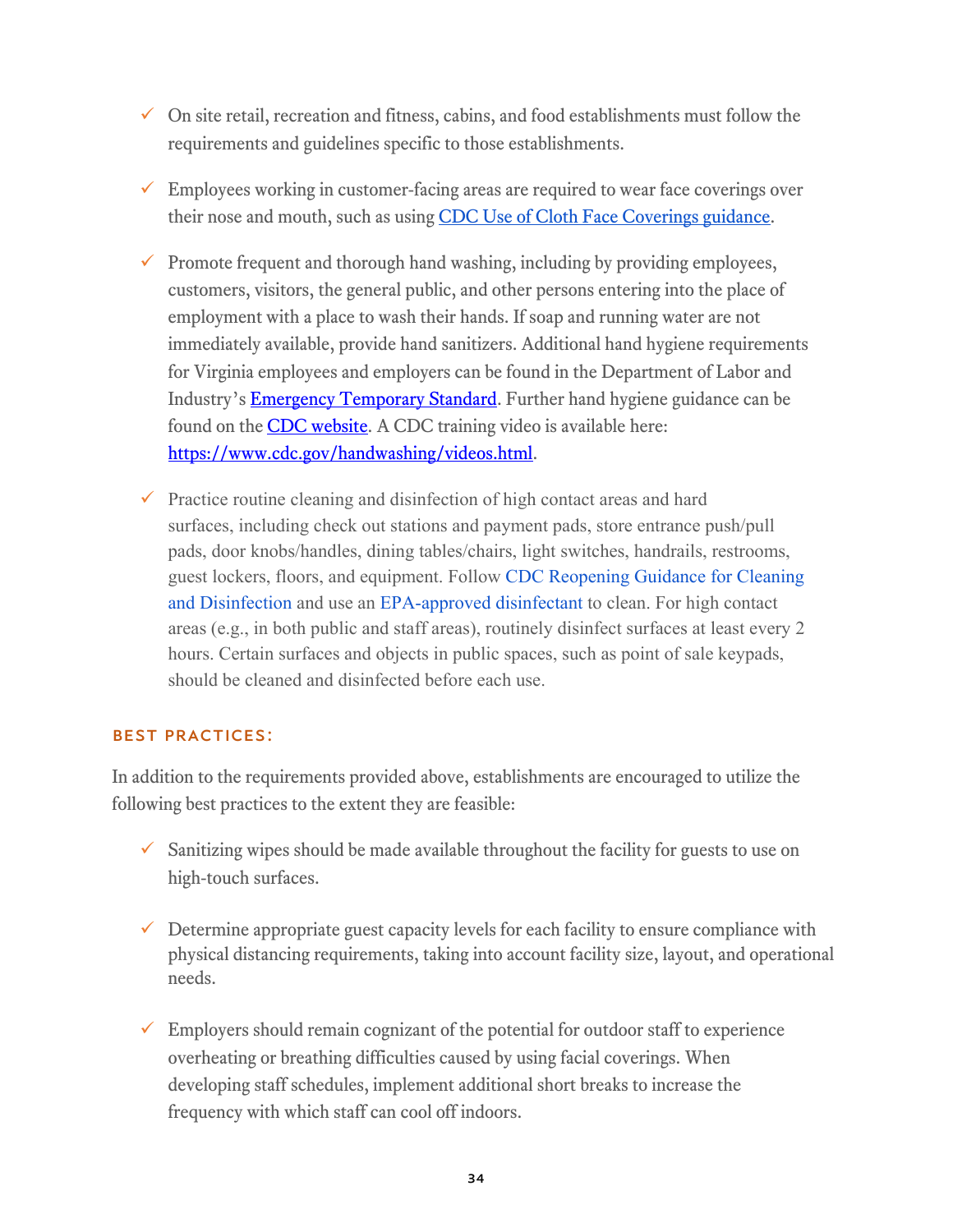- ✓ On site retail, recreation and fitness, cabins, and food establishments must follow the requirements and guidelines specific to those establishments.
- ✓ Employees working in customer-facing areas are required to wear face coverings over their nose and mouth, such as using CDC Use of Cloth Face Coverings guidance.
- ✓ Promote frequent and thorough hand washing, including by providing employees, customers, visitors, the general public, and other persons entering into the place of employment with a place to wash their hands. If soap and running water are not immediately available, provide hand sanitizers. Additional hand hygiene requirements for Virginia employees and employers can be found in the Department of Labor and Industry's Emergency Temporary Standard. Further hand hygiene guidance can be found on the CDC website. A CDC training video is available here: https://www.cdc.gov/handwashing/videos.html.
- ✓ Practice routine cleaning and disinfection of high contact areas and hard surfaces, including check out stations and payment pads, store entrance push/pull pads, door knobs/handles, dining tables/chairs, light switches, handrails, restrooms, guest lockers, floors, and equipment. Follow CDC Reopening Guidance for Cleaning and Disinfection and use an EPA-approved disinfectant to clean. For high contact areas (e.g., in both public and staff areas), routinely disinfect surfaces at least every 2 hours. Certain surfaces and objects in public spaces, such as point of sale keypads, should be cleaned and disinfected before each use.

### BEST PRACTICES:

In addition to the requirements provided above, establishments are encouraged to utilize the following best practices to the extent they are feasible:

- ✓ Sanitizing wipes should be made available throughout the facility for guests to use on high-touch surfaces.
- ✓ Determine appropriate guest capacity levels for each facility to ensure compliance with physical distancing requirements, taking into account facility size, layout, and operational needs.
- ✓ Employers should remain cognizant of the potential for outdoor staff to experience overheating or breathing difficulties caused by using facial coverings. When developing staff schedules, implement additional short breaks to increase the frequency with which staff can cool off indoors.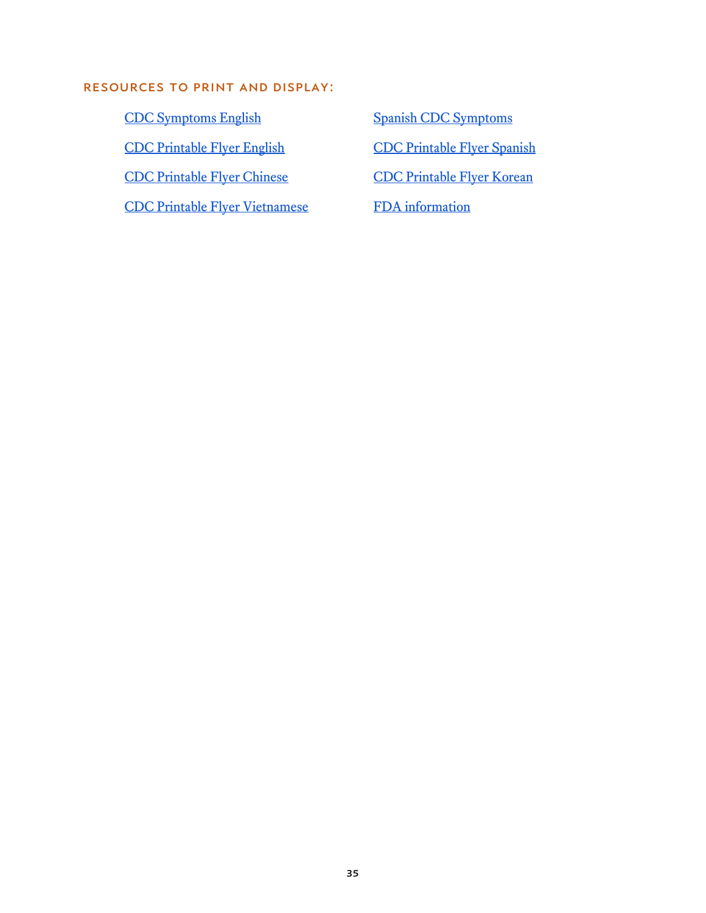## RESOURCES TO PRINT AND DISPLAY:

- CDC Symptoms English
- CDC Printable Flyer English
- CDC Printable Flyer Chinese
- CDC Printable Flyer Vietnamese
- Spanish CDC Symptoms
- CDC Printable Flyer Spanish
- CDC Printable Flyer Korean
- FDA information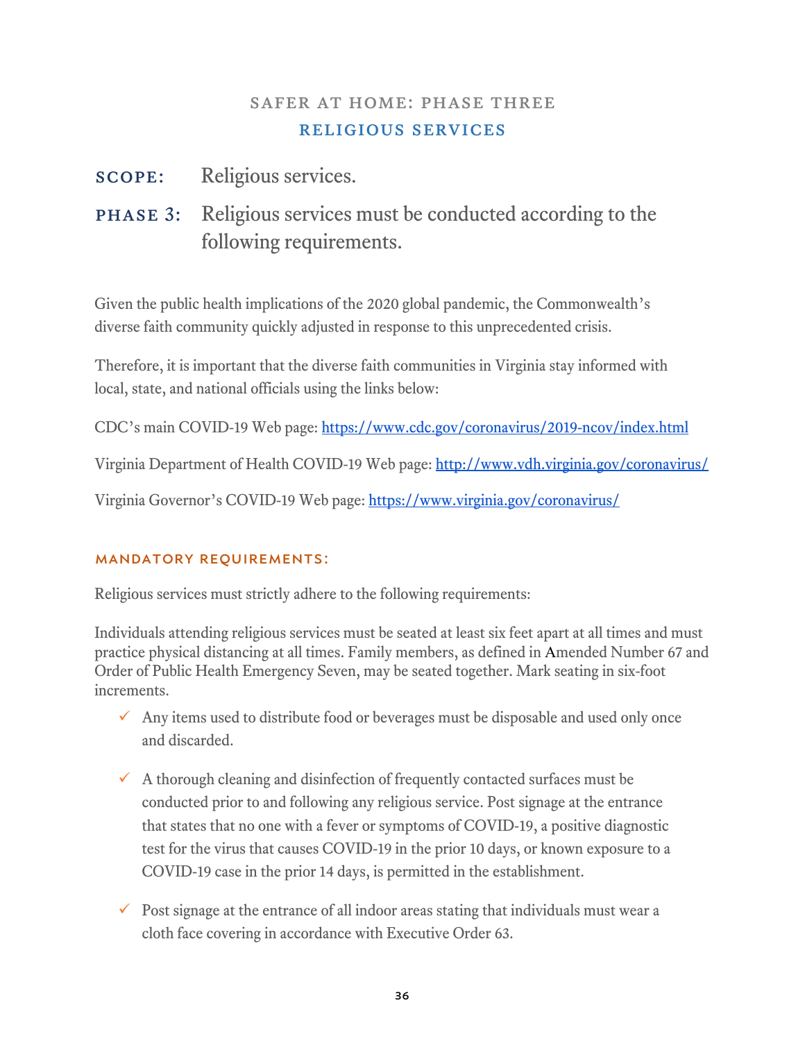## SAFER AT HOME: PHASE THREE
## RELIGIOUS SERVICES

**SCOPE:** Religious services.

**PHASE 3:** Religious services must be conducted according to the following requirements.

Given the public health implications of the 2020 global pandemic, the Commonwealth's diverse faith community quickly adjusted in response to this unprecedented crisis.

Therefore, it is important that the diverse faith communities in Virginia stay informed with local, state, and national officials using the links below:

CDC's main COVID-19 Web page: https://www.cdc.gov/coronavirus/2019-ncov/index.html

Virginia Department of Health COVID-19 Web page: http://www.vdh.virginia.gov/coronavirus/

Virginia Governor's COVID-19 Web page: https://www.virginia.gov/coronavirus/

### MANDATORY REQUIREMENTS:

Religious services must strictly adhere to the following requirements:

Individuals attending religious services must be seated at least six feet apart at all times and must practice physical distancing at all times. Family members, as defined in Amended Number 67 and Order of Public Health Emergency Seven, may be seated together. Mark seating in six-foot increments.

- ✓ Any items used to distribute food or beverages must be disposable and used only once and discarded.
- ✓ A thorough cleaning and disinfection of frequently contacted surfaces must be conducted prior to and following any religious service. Post signage at the entrance that states that no one with a fever or symptoms of COVID-19, a positive diagnostic test for the virus that causes COVID-19 in the prior 10 days, or known exposure to a COVID-19 case in the prior 14 days, is permitted in the establishment.
- ✓ Post signage at the entrance of all indoor areas stating that individuals must wear a cloth face covering in accordance with Executive Order 63.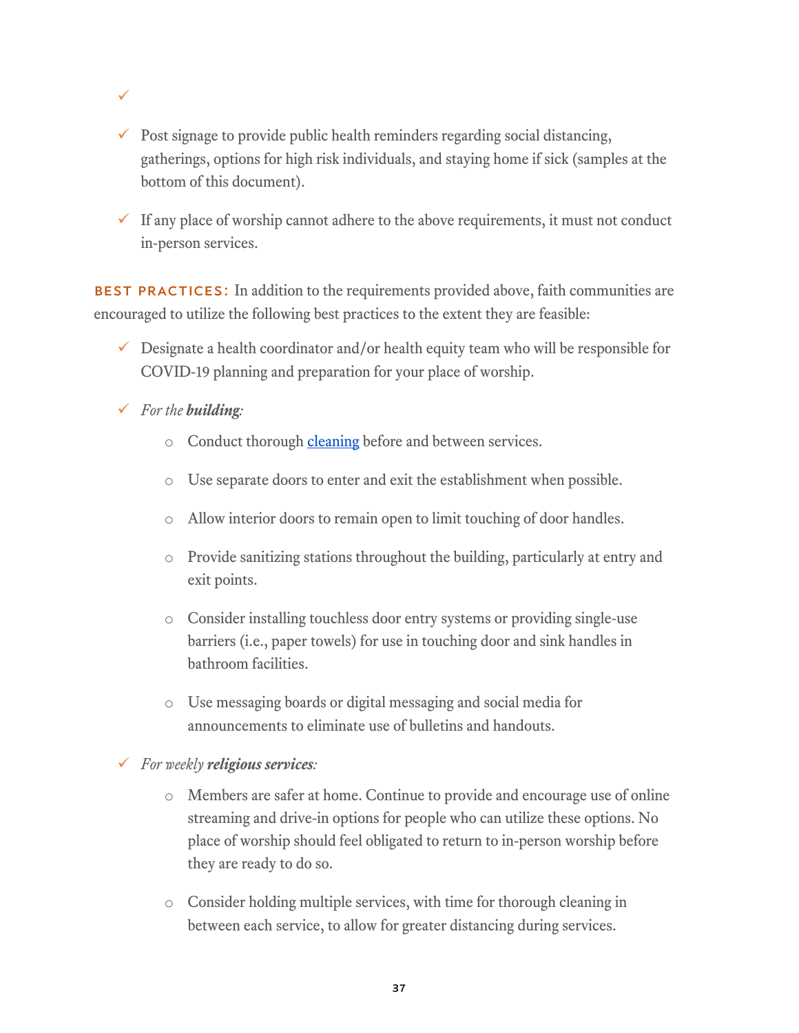- ✓

- ✓ Post signage to provide public health reminders regarding social distancing, gatherings, options for high risk individuals, and staying home if sick (samples at the bottom of this document).

- ✓ If any place of worship cannot adhere to the above requirements, it must not conduct in-person services.

**BEST PRACTICES:** In addition to the requirements provided above, faith communities are encouraged to utilize the following best practices to the extent they are feasible:

- ✓ Designate a health coordinator and/or health equity team who will be responsible for COVID-19 planning and preparation for your place of worship.

- ✓ *For the **building**:*
  - Conduct thorough cleaning before and between services.
  - Use separate doors to enter and exit the establishment when possible.
  - Allow interior doors to remain open to limit touching of door handles.
  - Provide sanitizing stations throughout the building, particularly at entry and exit points.
  - Consider installing touchless door entry systems or providing single-use barriers (i.e., paper towels) for use in touching door and sink handles in bathroom facilities.
  - Use messaging boards or digital messaging and social media for announcements to eliminate use of bulletins and handouts.

- ✓ *For weekly **religious services**:*
  - Members are safer at home. Continue to provide and encourage use of online streaming and drive-in options for people who can utilize these options. No place of worship should feel obligated to return to in-person worship before they are ready to do so.
  - Consider holding multiple services, with time for thorough cleaning in between each service, to allow for greater distancing during services.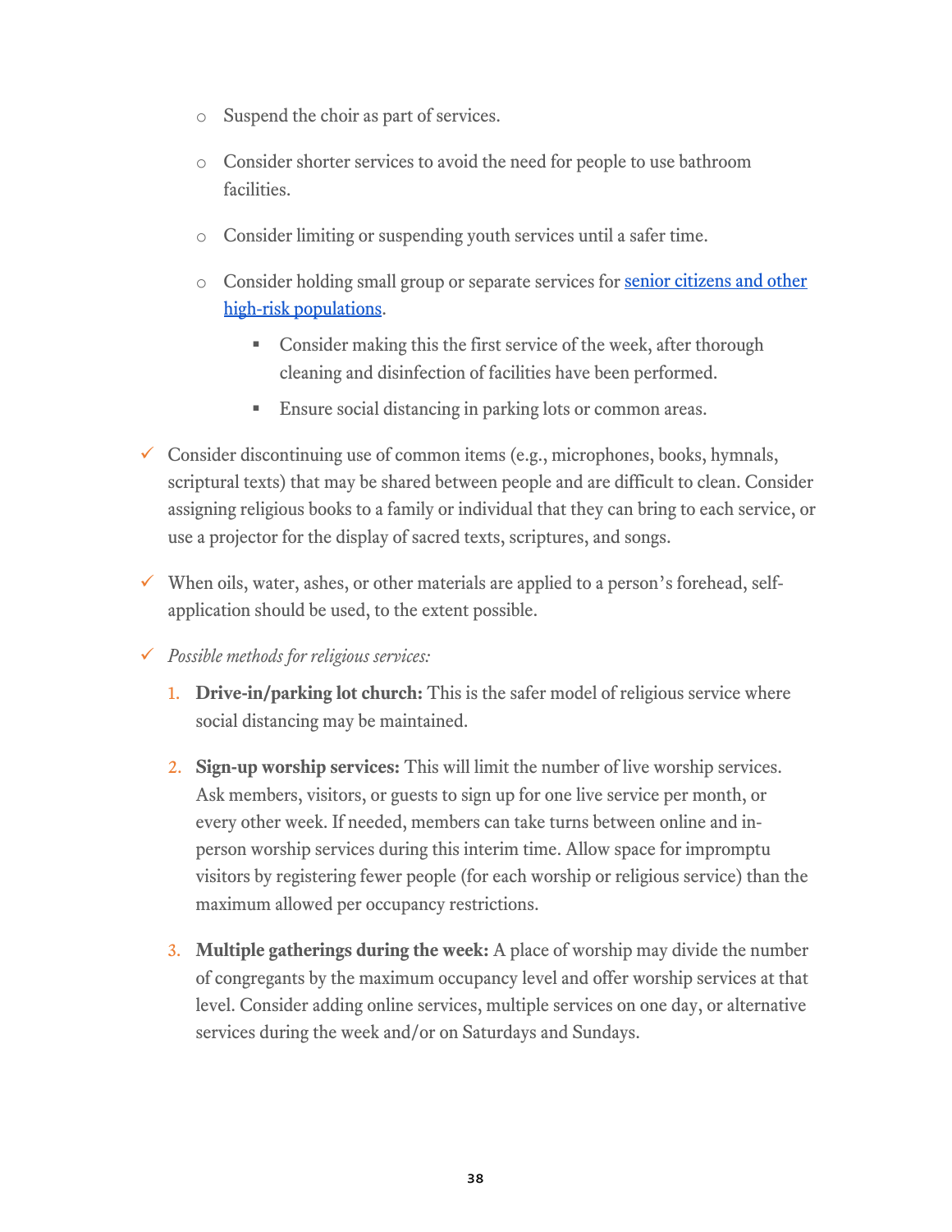- Suspend the choir as part of services.
    - Consider shorter services to avoid the need for people to use bathroom facilities.
    - Consider limiting or suspending youth services until a safer time.
    - Consider holding small group or separate services for [senior citizens and other high-risk populations](#).
        - Consider making this the first service of the week, after thorough cleaning and disinfection of facilities have been performed.
        - Ensure social distancing in parking lots or common areas.

- ✓ Consider discontinuing use of common items (e.g., microphones, books, hymnals, scriptural texts) that may be shared between people and are difficult to clean. Consider assigning religious books to a family or individual that they can bring to each service, or use a projector for the display of sacred texts, scriptures, and songs.

- ✓ When oils, water, ashes, or other materials are applied to a person's forehead, self-application should be used, to the extent possible.

- ✓ *Possible methods for religious services:*

    1. **Drive-in/parking lot church:** This is the safer model of religious service where social distancing may be maintained.

    2. **Sign-up worship services:** This will limit the number of live worship services. Ask members, visitors, or guests to sign up for one live service per month, or every other week. If needed, members can take turns between online and in-person worship services during this interim time. Allow space for impromptu visitors by registering fewer people (for each worship or religious service) than the maximum allowed per occupancy restrictions.

    3. **Multiple gatherings during the week:** A place of worship may divide the number of congregants by the maximum occupancy level and offer worship services at that level. Consider adding online services, multiple services on one day, or alternative services during the week and/or on Saturdays and Sundays.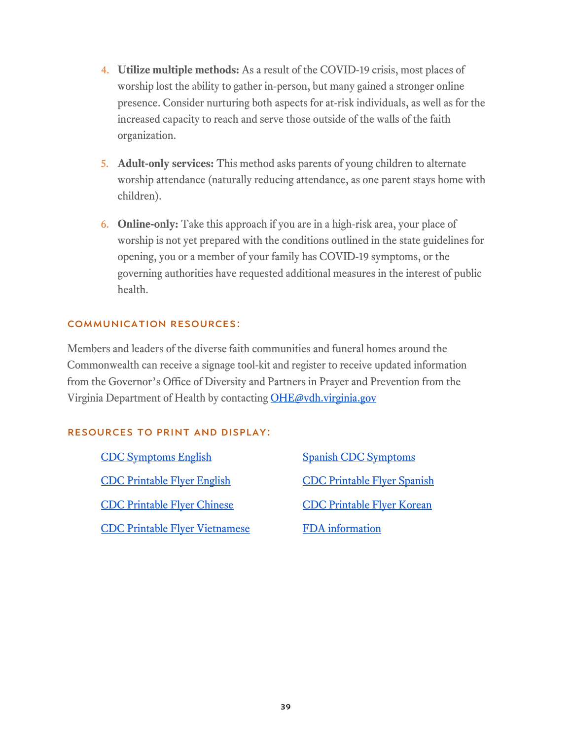4. **Utilize multiple methods:** As a result of the COVID-19 crisis, most places of worship lost the ability to gather in-person, but many gained a stronger online presence. Consider nurturing both aspects for at-risk individuals, as well as for the increased capacity to reach and serve those outside of the walls of the faith organization.

5. **Adult-only services:** This method asks parents of young children to alternate worship attendance (naturally reducing attendance, as one parent stays home with children).

6. **Online-only:** Take this approach if you are in a high-risk area, your place of worship is not yet prepared with the conditions outlined in the state guidelines for opening, you or a member of your family has COVID-19 symptoms, or the governing authorities have requested additional measures in the interest of public health.

### COMMUNICATION RESOURCES:

Members and leaders of the diverse faith communities and funeral homes around the Commonwealth can receive a signage tool-kit and register to receive updated information from the Governor's Office of Diversity and Partners in Prayer and Prevention from the Virginia Department of Health by contacting OHE@vdh.virginia.gov

### RESOURCES TO PRINT AND DISPLAY:

- CDC Symptoms English
- Spanish CDC Symptoms
- CDC Printable Flyer English
- CDC Printable Flyer Spanish
- CDC Printable Flyer Chinese
- CDC Printable Flyer Korean
- CDC Printable Flyer Vietnamese
- FDA information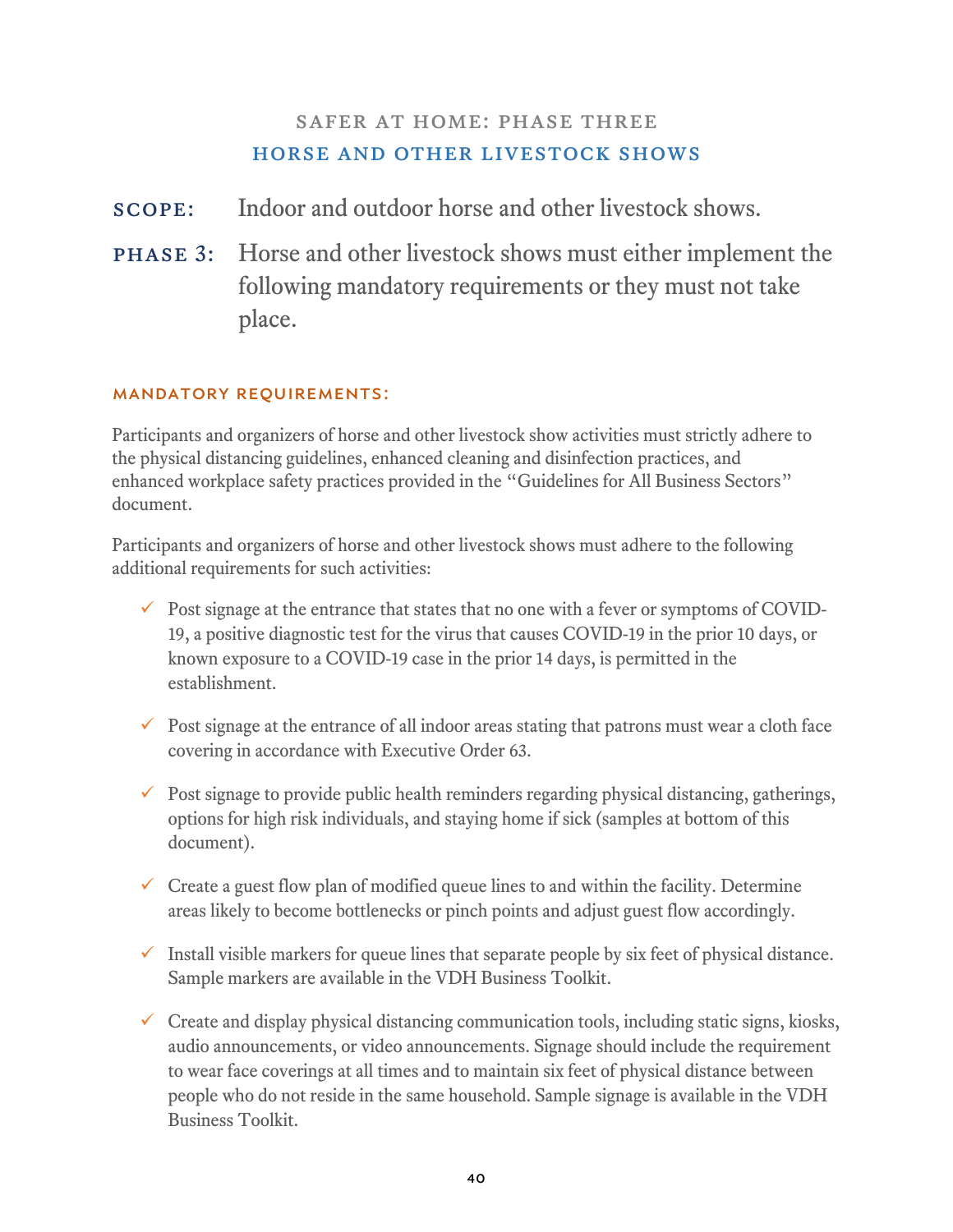## SAFER AT HOME: PHASE THREE

## HORSE AND OTHER LIVESTOCK SHOWS

**SCOPE:** Indoor and outdoor horse and other livestock shows.

**PHASE 3:** Horse and other livestock shows must either implement the following mandatory requirements or they must not take place.

### MANDATORY REQUIREMENTS:

Participants and organizers of horse and other livestock show activities must strictly adhere to the physical distancing guidelines, enhanced cleaning and disinfection practices, and enhanced workplace safety practices provided in the "Guidelines for All Business Sectors" document.

Participants and organizers of horse and other livestock shows must adhere to the following additional requirements for such activities:

- ✓ Post signage at the entrance that states that no one with a fever or symptoms of COVID-19, a positive diagnostic test for the virus that causes COVID-19 in the prior 10 days, or known exposure to a COVID-19 case in the prior 14 days, is permitted in the establishment.

- ✓ Post signage at the entrance of all indoor areas stating that patrons must wear a cloth face covering in accordance with Executive Order 63.

- ✓ Post signage to provide public health reminders regarding physical distancing, gatherings, options for high risk individuals, and staying home if sick (samples at bottom of this document).

- ✓ Create a guest flow plan of modified queue lines to and within the facility. Determine areas likely to become bottlenecks or pinch points and adjust guest flow accordingly.

- ✓ Install visible markers for queue lines that separate people by six feet of physical distance. Sample markers are available in the VDH Business Toolkit.

- ✓ Create and display physical distancing communication tools, including static signs, kiosks, audio announcements, or video announcements. Signage should include the requirement to wear face coverings at all times and to maintain six feet of physical distance between people who do not reside in the same household. Sample signage is available in the VDH Business Toolkit.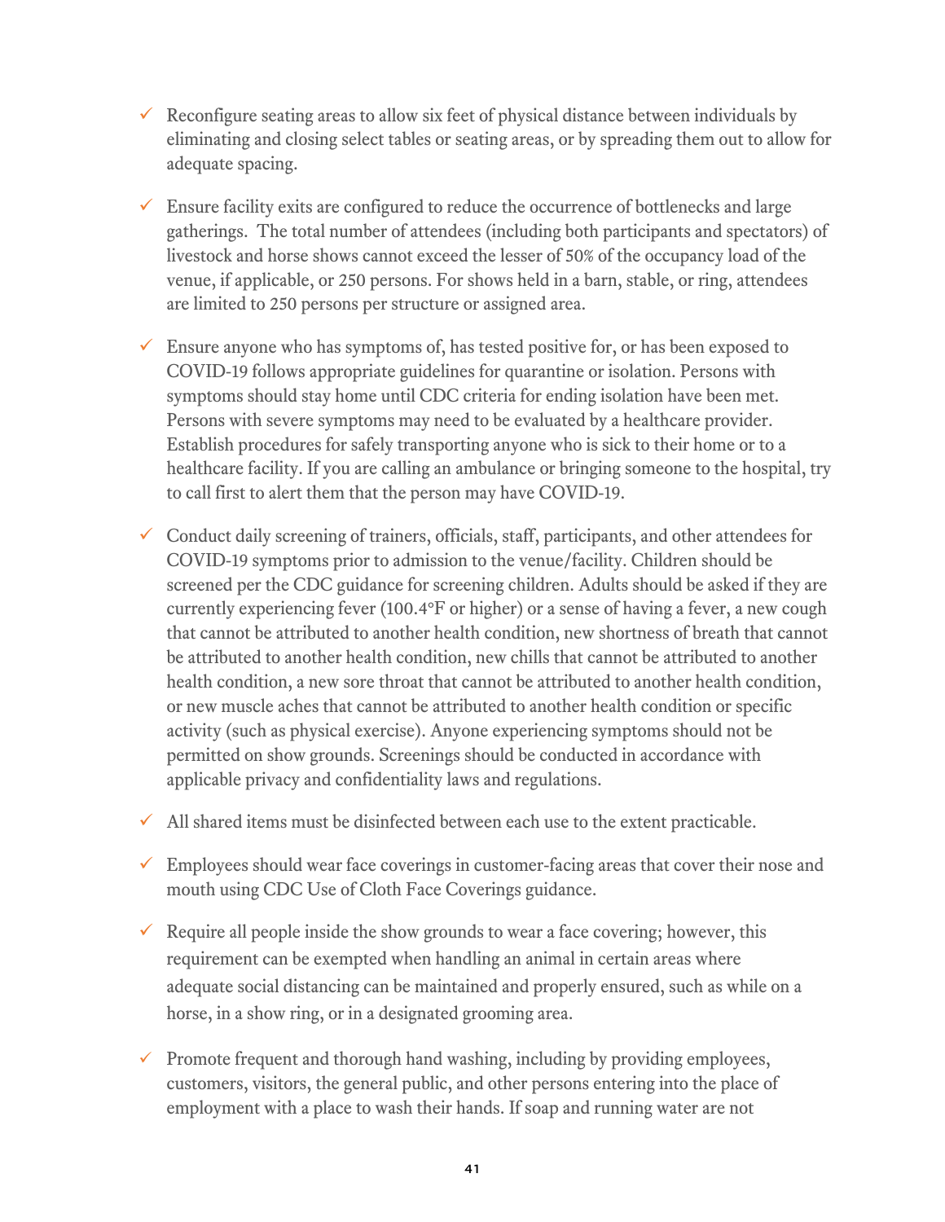- ✓ Reconfigure seating areas to allow six feet of physical distance between individuals by eliminating and closing select tables or seating areas, or by spreading them out to allow for adequate spacing.

- ✓ Ensure facility exits are configured to reduce the occurrence of bottlenecks and large gatherings. The total number of attendees (including both participants and spectators) of livestock and horse shows cannot exceed the lesser of 50% of the occupancy load of the venue, if applicable, or 250 persons. For shows held in a barn, stable, or ring, attendees are limited to 250 persons per structure or assigned area.

- ✓ Ensure anyone who has symptoms of, has tested positive for, or has been exposed to COVID-19 follows appropriate guidelines for quarantine or isolation. Persons with symptoms should stay home until CDC criteria for ending isolation have been met. Persons with severe symptoms may need to be evaluated by a healthcare provider. Establish procedures for safely transporting anyone who is sick to their home or to a healthcare facility. If you are calling an ambulance or bringing someone to the hospital, try to call first to alert them that the person may have COVID-19.

- ✓ Conduct daily screening of trainers, officials, staff, participants, and other attendees for COVID-19 symptoms prior to admission to the venue/facility. Children should be screened per the CDC guidance for screening children. Adults should be asked if they are currently experiencing fever (100.4°F or higher) or a sense of having a fever, a new cough that cannot be attributed to another health condition, new shortness of breath that cannot be attributed to another health condition, new chills that cannot be attributed to another health condition, a new sore throat that cannot be attributed to another health condition, or new muscle aches that cannot be attributed to another health condition or specific activity (such as physical exercise). Anyone experiencing symptoms should not be permitted on show grounds. Screenings should be conducted in accordance with applicable privacy and confidentiality laws and regulations.

- ✓ All shared items must be disinfected between each use to the extent practicable.

- ✓ Employees should wear face coverings in customer-facing areas that cover their nose and mouth using CDC Use of Cloth Face Coverings guidance.

- ✓ Require all people inside the show grounds to wear a face covering; however, this requirement can be exempted when handling an animal in certain areas where adequate social distancing can be maintained and properly ensured, such as while on a horse, in a show ring, or in a designated grooming area.

- ✓ Promote frequent and thorough hand washing, including by providing employees, customers, visitors, the general public, and other persons entering into the place of employment with a place to wash their hands. If soap and running water are not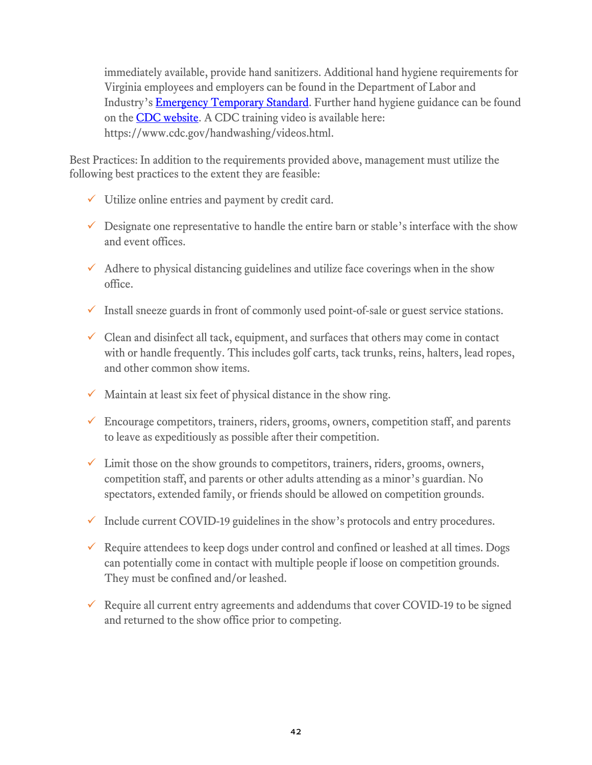immediately available, provide hand sanitizers. Additional hand hygiene requirements for Virginia employees and employers can be found in the Department of Labor and Industry's [Emergency Temporary Standard](). Further hand hygiene guidance can be found on the [CDC website](). A CDC training video is available here: https://www.cdc.gov/handwashing/videos.html.

Best Practices: In addition to the requirements provided above, management must utilize the following best practices to the extent they are feasible:

- ✓ Utilize online entries and payment by credit card.
- ✓ Designate one representative to handle the entire barn or stable's interface with the show and event offices.
- ✓ Adhere to physical distancing guidelines and utilize face coverings when in the show office.
- ✓ Install sneeze guards in front of commonly used point-of-sale or guest service stations.
- ✓ Clean and disinfect all tack, equipment, and surfaces that others may come in contact with or handle frequently. This includes golf carts, tack trunks, reins, halters, lead ropes, and other common show items.
- ✓ Maintain at least six feet of physical distance in the show ring.
- ✓ Encourage competitors, trainers, riders, grooms, owners, competition staff, and parents to leave as expeditiously as possible after their competition.
- ✓ Limit those on the show grounds to competitors, trainers, riders, grooms, owners, competition staff, and parents or other adults attending as a minor's guardian. No spectators, extended family, or friends should be allowed on competition grounds.
- ✓ Include current COVID-19 guidelines in the show's protocols and entry procedures.
- ✓ Require attendees to keep dogs under control and confined or leashed at all times. Dogs can potentially come in contact with multiple people if loose on competition grounds. They must be confined and/or leashed.
- ✓ Require all current entry agreements and addendums that cover COVID-19 to be signed and returned to the show office prior to competing.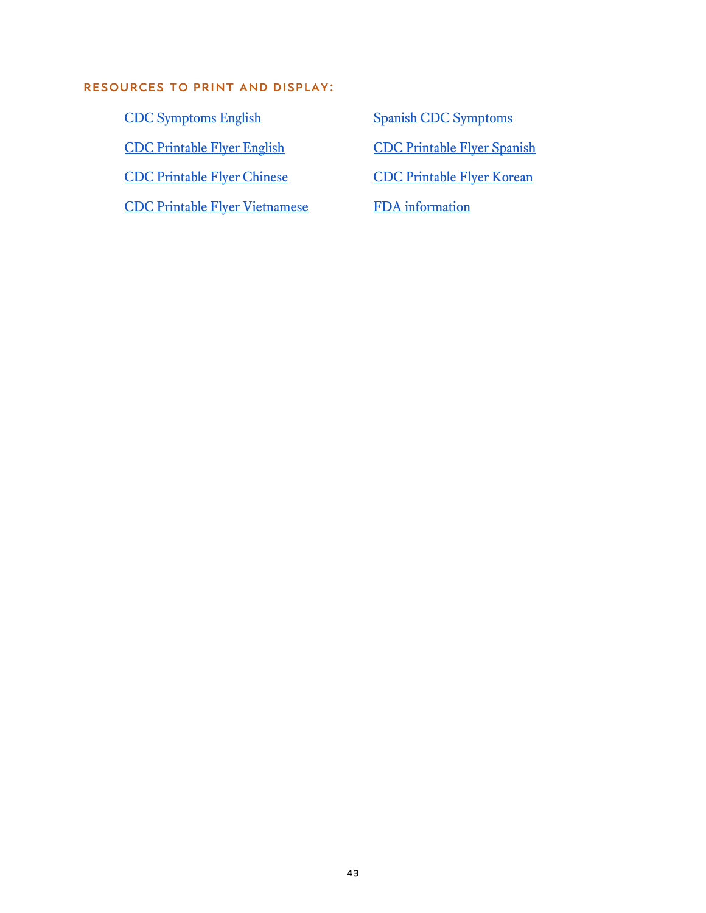## RESOURCES TO PRINT AND DISPLAY:

- CDC Symptoms English
- CDC Printable Flyer English
- CDC Printable Flyer Chinese
- CDC Printable Flyer Vietnamese
- Spanish CDC Symptoms
- CDC Printable Flyer Spanish
- CDC Printable Flyer Korean
- FDA information